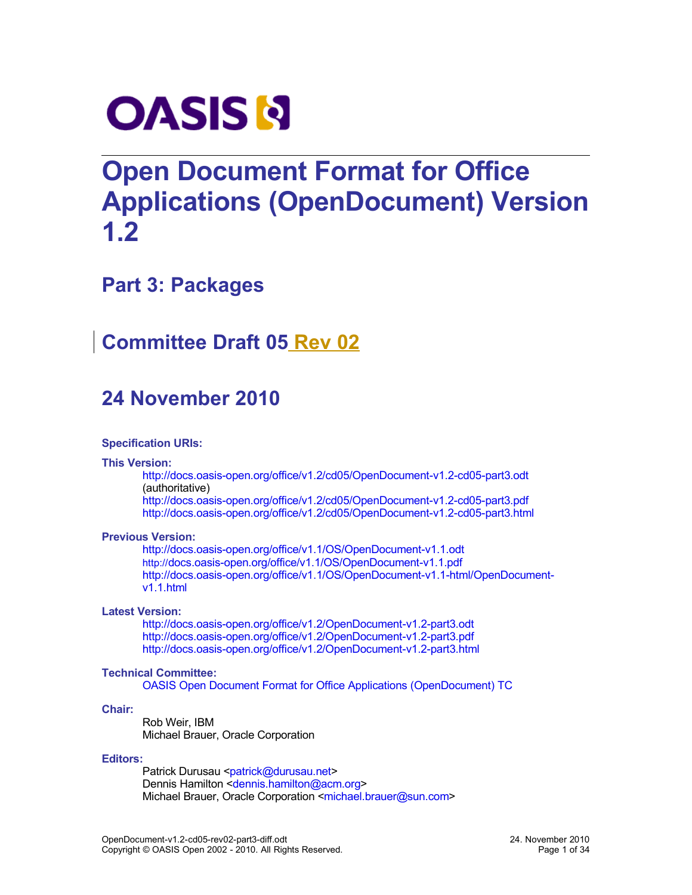# Open Document Format for Office Applications (OpenDocument) Version 1.2

## Part 3: Packages

## Committee Draft 05 Rev 02

## 24 November 2010

**Specification URIs:**

**This Version:**

http://docs.oasis-open.org/office/v1.2/cd05/OpenDocument-v1.2-cd05-part3.odt (authoritative)
http://docs.oasis-open.org/office/v1.2/cd05/OpenDocument-v1.2-cd05-part3.pdf
http://docs.oasis-open.org/office/v1.2/cd05/OpenDocument-v1.2-cd05-part3.html

**Previous Version:**

http://docs.oasis-open.org/office/v1.1/OS/OpenDocument-v1.1.odt
http://docs.oasis-open.org/office/v1.1/OS/OpenDocument-v1.1.pdf
http://docs.oasis-open.org/office/v1.1/OS/OpenDocument-v1.1-html/OpenDocument-v1.1.html

**Latest Version:**

http://docs.oasis-open.org/office/v1.2/OpenDocument-v1.2-part3.odt
http://docs.oasis-open.org/office/v1.2/OpenDocument-v1.2-part3.pdf
http://docs.oasis-open.org/office/v1.2/OpenDocument-v1.2-part3.html

**Technical Committee:**

OASIS Open Document Format for Office Applications (OpenDocument) TC

**Chair:**

Rob Weir, IBM
Michael Brauer, Oracle Corporation

**Editors:**

Patrick Durusau <patrick@durusau.net>
Dennis Hamilton <dennis.hamilton@acm.org>
Michael Brauer, Oracle Corporation <michael.brauer@sun.com>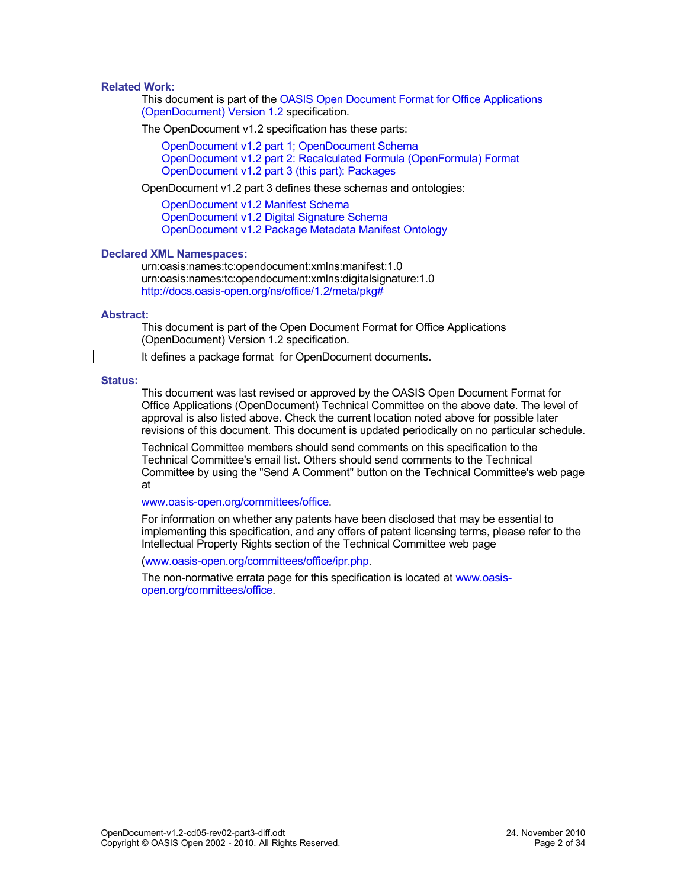**Related Work:**

This document is part of the OASIS Open Document Format for Office Applications (OpenDocument) Version 1.2 specification.

The OpenDocument v1.2 specification has these parts:

OpenDocument v1.2 part 1; OpenDocument Schema
OpenDocument v1.2 part 2: Recalculated Formula (OpenFormula) Format
OpenDocument v1.2 part 3 (this part): Packages

OpenDocument v1.2 part 3 defines these schemas and ontologies:

OpenDocument v1.2 Manifest Schema
OpenDocument v1.2 Digital Signature Schema
OpenDocument v1.2 Package Metadata Manifest Ontology

**Declared XML Namespaces:**

urn:oasis:names:tc:opendocument:xmlns:manifest:1.0
urn:oasis:names:tc:opendocument:xmlns:digitalsignature:1.0
http://docs.oasis-open.org/ns/office/1.2/meta/pkg#

**Abstract:**

This document is part of the Open Document Format for Office Applications (OpenDocument) Version 1.2 specification.

It defines a package format for OpenDocument documents.

**Status:**

This document was last revised or approved by the OASIS Open Document Format for Office Applications (OpenDocument) Technical Committee on the above date. The level of approval is also listed above. Check the current location noted above for possible later revisions of this document. This document is updated periodically on no particular schedule.

Technical Committee members should send comments on this specification to the Technical Committee's email list. Others should send comments to the Technical Committee by using the "Send A Comment" button on the Technical Committee's web page at

www.oasis-open.org/committees/office.

For information on whether any patents have been disclosed that may be essential to implementing this specification, and any offers of patent licensing terms, please refer to the Intellectual Property Rights section of the Technical Committee web page

(www.oasis-open.org/committees/office/ipr.php.

The non-normative errata page for this specification is located at www.oasis-open.org/committees/office.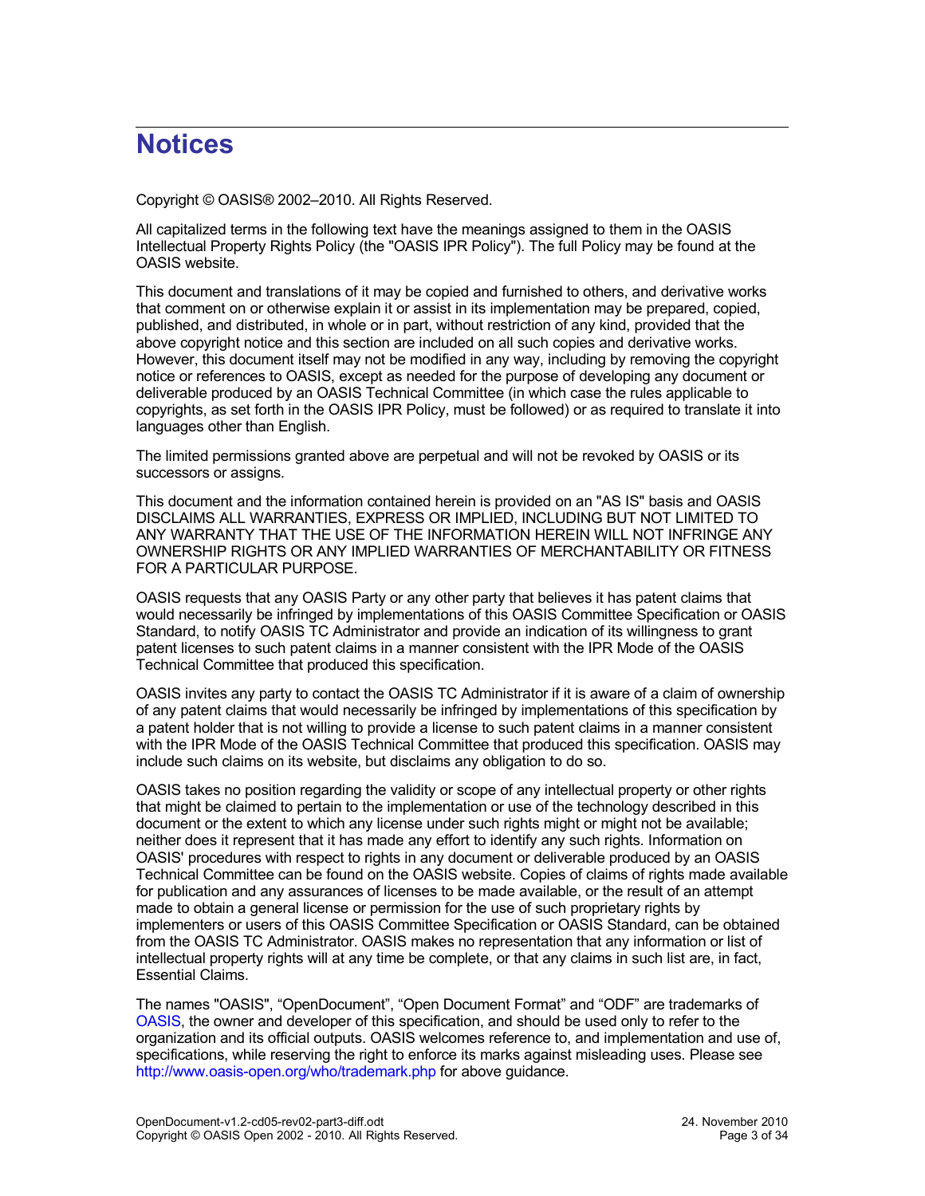# Notices

Copyright © OASIS® 2002–2010. All Rights Reserved.

All capitalized terms in the following text have the meanings assigned to them in the OASIS Intellectual Property Rights Policy (the "OASIS IPR Policy"). The full Policy may be found at the OASIS website.

This document and translations of it may be copied and furnished to others, and derivative works that comment on or otherwise explain it or assist in its implementation may be prepared, copied, published, and distributed, in whole or in part, without restriction of any kind, provided that the above copyright notice and this section are included on all such copies and derivative works. However, this document itself may not be modified in any way, including by removing the copyright notice or references to OASIS, except as needed for the purpose of developing any document or deliverable produced by an OASIS Technical Committee (in which case the rules applicable to copyrights, as set forth in the OASIS IPR Policy, must be followed) or as required to translate it into languages other than English.

The limited permissions granted above are perpetual and will not be revoked by OASIS or its successors or assigns.

This document and the information contained herein is provided on an "AS IS" basis and OASIS DISCLAIMS ALL WARRANTIES, EXPRESS OR IMPLIED, INCLUDING BUT NOT LIMITED TO ANY WARRANTY THAT THE USE OF THE INFORMATION HEREIN WILL NOT INFRINGE ANY OWNERSHIP RIGHTS OR ANY IMPLIED WARRANTIES OF MERCHANTABILITY OR FITNESS FOR A PARTICULAR PURPOSE.

OASIS requests that any OASIS Party or any other party that believes it has patent claims that would necessarily be infringed by implementations of this OASIS Committee Specification or OASIS Standard, to notify OASIS TC Administrator and provide an indication of its willingness to grant patent licenses to such patent claims in a manner consistent with the IPR Mode of the OASIS Technical Committee that produced this specification.

OASIS invites any party to contact the OASIS TC Administrator if it is aware of a claim of ownership of any patent claims that would necessarily be infringed by implementations of this specification by a patent holder that is not willing to provide a license to such patent claims in a manner consistent with the IPR Mode of the OASIS Technical Committee that produced this specification. OASIS may include such claims on its website, but disclaims any obligation to do so.

OASIS takes no position regarding the validity or scope of any intellectual property or other rights that might be claimed to pertain to the implementation or use of the technology described in this document or the extent to which any license under such rights might or might not be available; neither does it represent that it has made any effort to identify any such rights. Information on OASIS' procedures with respect to rights in any document or deliverable produced by an OASIS Technical Committee can be found on the OASIS website. Copies of claims of rights made available for publication and any assurances of licenses to be made available, or the result of an attempt made to obtain a general license or permission for the use of such proprietary rights by implementers or users of this OASIS Committee Specification or OASIS Standard, can be obtained from the OASIS TC Administrator. OASIS makes no representation that any information or list of intellectual property rights will at any time be complete, or that any claims in such list are, in fact, Essential Claims.

The names "OASIS", “OpenDocument”, “Open Document Format” and “ODF” are trademarks of OASIS, the owner and developer of this specification, and should be used only to refer to the organization and its official outputs. OASIS welcomes reference to, and implementation and use of, specifications, while reserving the right to enforce its marks against misleading uses. Please see http://www.oasis-open.org/who/trademark.php for above guidance.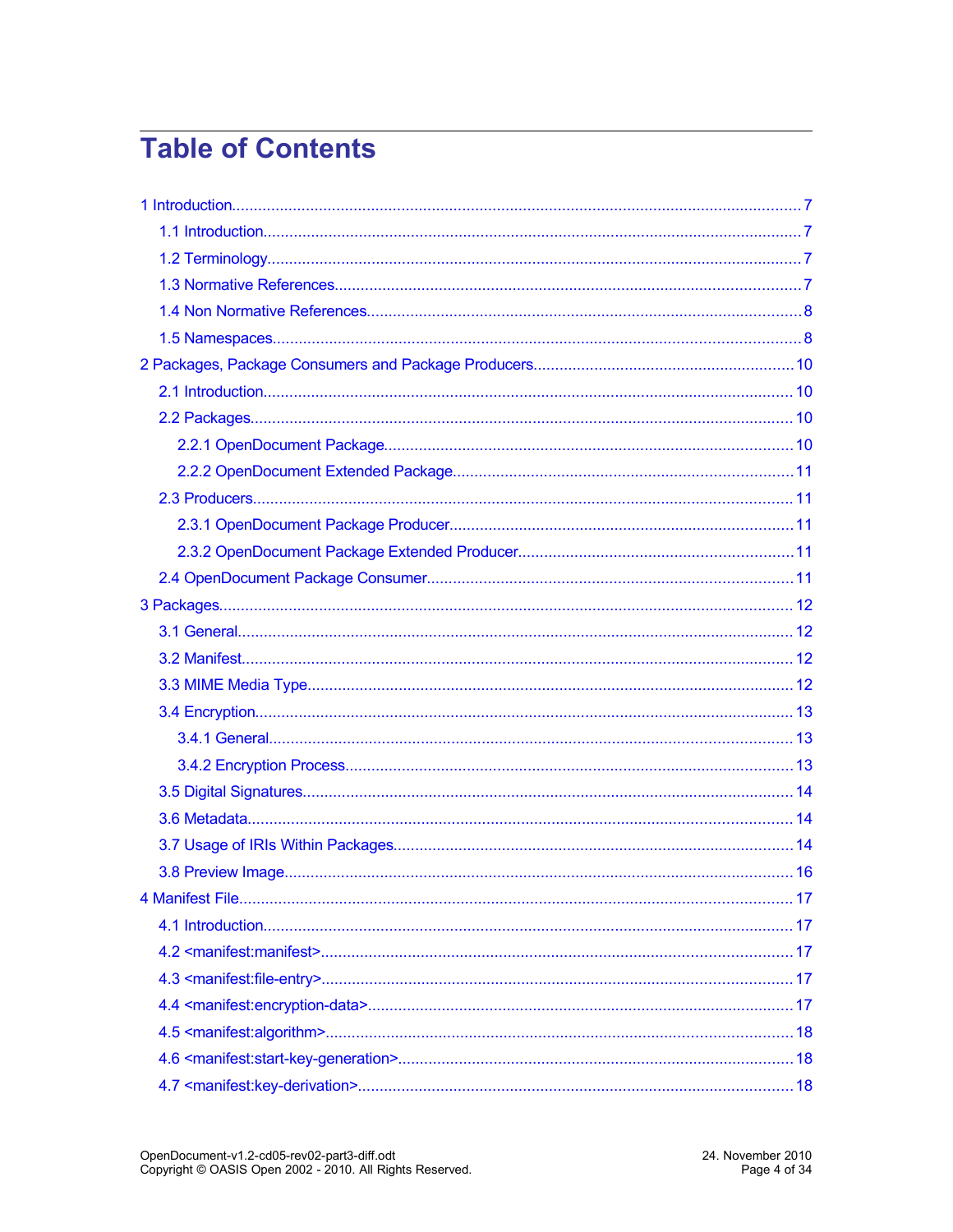# Table of Contents

- 1 Introduction ..... 7
  - 1.1 Introduction ..... 7
  - 1.2 Terminology ..... 7
  - 1.3 Normative References ..... 7
  - 1.4 Non Normative References ..... 8
  - 1.5 Namespaces ..... 8
- 2 Packages, Package Consumers and Package Producers ..... 10
  - 2.1 Introduction ..... 10
  - 2.2 Packages ..... 10
    - 2.2.1 OpenDocument Package ..... 10
    - 2.2.2 OpenDocument Extended Package ..... 11
  - 2.3 Producers ..... 11
    - 2.3.1 OpenDocument Package Producer ..... 11
    - 2.3.2 OpenDocument Package Extended Producer ..... 11
  - 2.4 OpenDocument Package Consumer ..... 11
- 3 Packages ..... 12
  - 3.1 General ..... 12
  - 3.2 Manifest ..... 12
  - 3.3 MIME Media Type ..... 12
  - 3.4 Encryption ..... 13
    - 3.4.1 General ..... 13
    - 3.4.2 Encryption Process ..... 13
  - 3.5 Digital Signatures ..... 14
  - 3.6 Metadata ..... 14
  - 3.7 Usage of IRIs Within Packages ..... 14
  - 3.8 Preview Image ..... 16
- 4 Manifest File ..... 17
  - 4.1 Introduction ..... 17
  - 4.2 <manifest:manifest> ..... 17
  - 4.3 <manifest:file-entry> ..... 17
  - 4.4 <manifest:encryption-data> ..... 17
  - 4.5 <manifest:algorithm> ..... 18
  - 4.6 <manifest:start-key-generation> ..... 18
  - 4.7 <manifest:key-derivation> ..... 18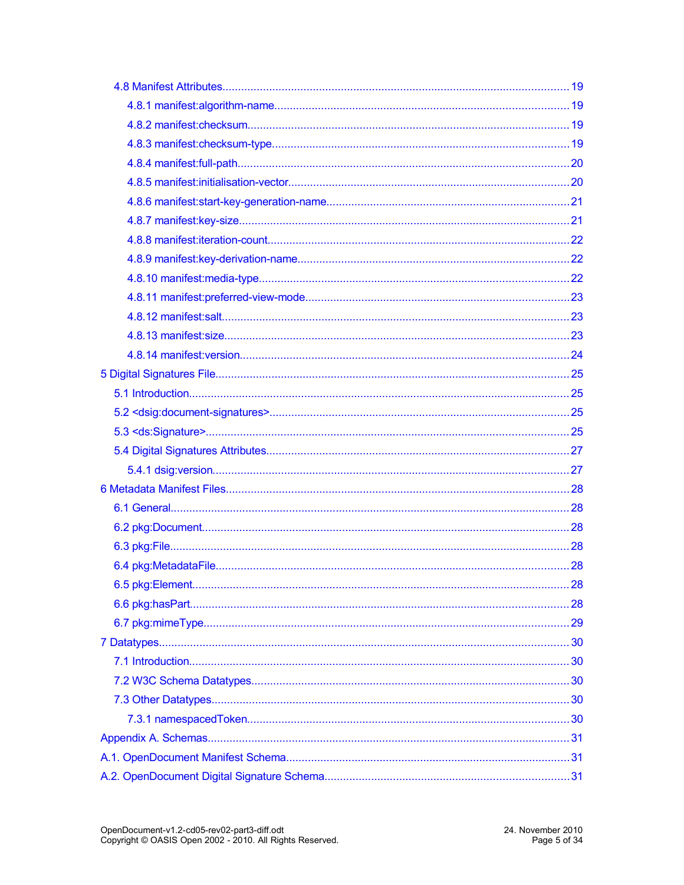- 4.8 Manifest Attributes....19
  - 4.8.1 manifest:algorithm-name....19
  - 4.8.2 manifest:checksum....19
  - 4.8.3 manifest:checksum-type....19
  - 4.8.4 manifest:full-path....20
  - 4.8.5 manifest:initialisation-vector....20
  - 4.8.6 manifest:start-key-generation-name....21
  - 4.8.7 manifest:key-size....21
  - 4.8.8 manifest:iteration-count....22
  - 4.8.9 manifest:key-derivation-name....22
  - 4.8.10 manifest:media-type....22
  - 4.8.11 manifest:preferred-view-mode....23
  - 4.8.12 manifest:salt....23
  - 4.8.13 manifest:size....23
  - 4.8.14 manifest:version....24

5 Digital Signatures File....25
- 5.1 Introduction....25
- 5.2 <dsig:document-signatures>....25
- 5.3 <ds:Signature>....25
- 5.4 Digital Signatures Attributes....27
  - 5.4.1 dsig:version....27

6 Metadata Manifest Files....28
- 6.1 General....28
- 6.2 pkg:Document....28
- 6.3 pkg:File....28
- 6.4 pkg:MetadataFile....28
- 6.5 pkg:Element....28
- 6.6 pkg:hasPart....28
- 6.7 pkg:mimeType....29

7 Datatypes....30
- 7.1 Introduction....30
- 7.2 W3C Schema Datatypes....30
- 7.3 Other Datatypes....30
  - 7.3.1 namespacedToken....30

Appendix A. Schemas....31

A.1. OpenDocument Manifest Schema....31

A.2. OpenDocument Digital Signature Schema....31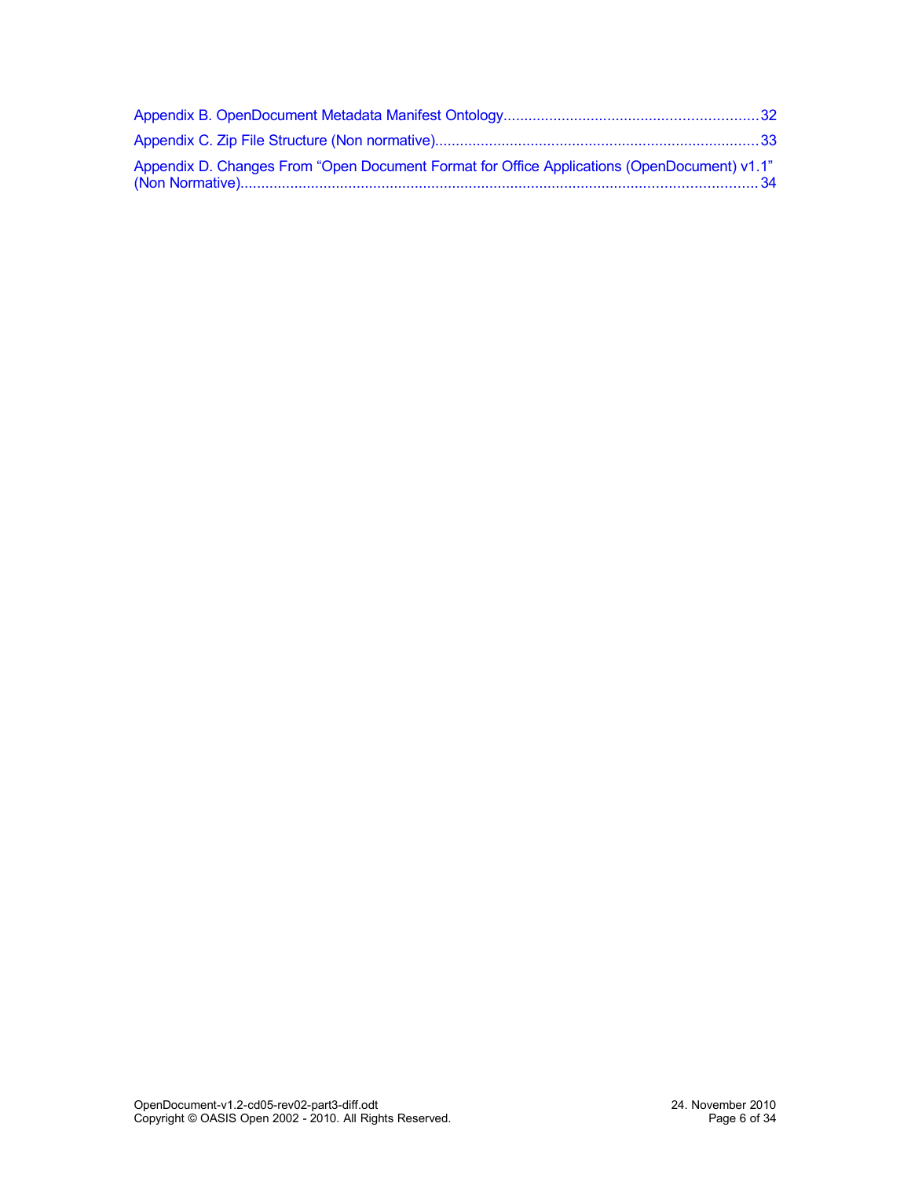Appendix B. OpenDocument Metadata Manifest Ontology....................................................................32

Appendix C. Zip File Structure (Non normative)............................................................................33

Appendix D. Changes From “Open Document Format for Office Applications (OpenDocument) v1.1” (Non Normative)........................................................................................................................34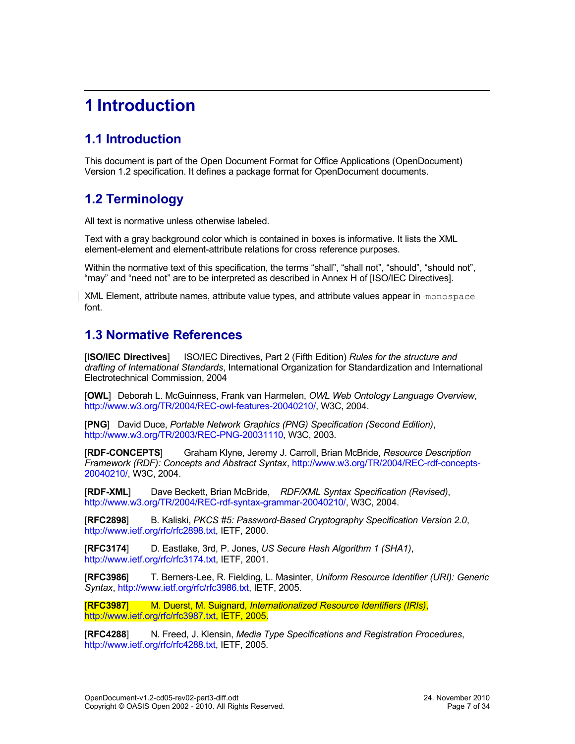# 1 Introduction

## 1.1 Introduction

This document is part of the Open Document Format for Office Applications (OpenDocument) Version 1.2 specification. It defines a package format for OpenDocument documents.

## 1.2 Terminology

All text is normative unless otherwise labeled.

Text with a gray background color which is contained in boxes is informative. It lists the XML element-element and element-attribute relations for cross reference purposes.

Within the normative text of this specification, the terms “shall”, “shall not”, “should”, “should not”, “may” and “need not” are to be interpreted as described in Annex H of [ISO/IEC Directives].

XML Element, attribute names, attribute value types, and attribute values appear in `monospace` font.

## 1.3 Normative References

[**ISO/IEC Directives**] ISO/IEC Directives, Part 2 (Fifth Edition) *Rules for the structure and drafting of International Standards*, International Organization for Standardization and International Electrotechnical Commission, 2004

[**OWL**] Deborah L. McGuinness, Frank van Harmelen, *OWL Web Ontology Language Overview*, http://www.w3.org/TR/2004/REC-owl-features-20040210/, W3C, 2004.

[**PNG**] David Duce, *Portable Network Graphics (PNG) Specification (Second Edition)*, http://www.w3.org/TR/2003/REC-PNG-20031110, W3C, 2003.

[**RDF-CONCEPTS**] Graham Klyne, Jeremy J. Carroll, Brian McBride, *Resource Description Framework (RDF): Concepts and Abstract Syntax*, http://www.w3.org/TR/2004/REC-rdf-concepts-20040210/, W3C, 2004.

[**RDF-XML**] Dave Beckett, Brian McBride, *RDF/XML Syntax Specification (Revised)*, http://www.w3.org/TR/2004/REC-rdf-syntax-grammar-20040210/, W3C, 2004.

[**RFC2898**] B. Kaliski, *PKCS #5: Password-Based Cryptography Specification Version 2.0*, http://www.ietf.org/rfc/rfc2898.txt, IETF, 2000.

[**RFC3174**] D. Eastlake, 3rd, P. Jones, *US Secure Hash Algorithm 1 (SHA1)*, http://www.ietf.org/rfc/rfc3174.txt, IETF, 2001.

[**RFC3986**] T. Berners-Lee, R. Fielding, L. Masinter, *Uniform Resource Identifier (URI): Generic Syntax*, http://www.ietf.org/rfc/rfc3986.txt, IETF, 2005.

[**RFC3987**] M. Duerst, M. Suignard, *Internationalized Resource Identifiers (IRIs)*, http://www.ietf.org/rfc/rfc3987.txt, IETF, 2005.

[**RFC4288**] N. Freed, J. Klensin, *Media Type Specifications and Registration Procedures*, http://www.ietf.org/rfc/rfc4288.txt, IETF, 2005.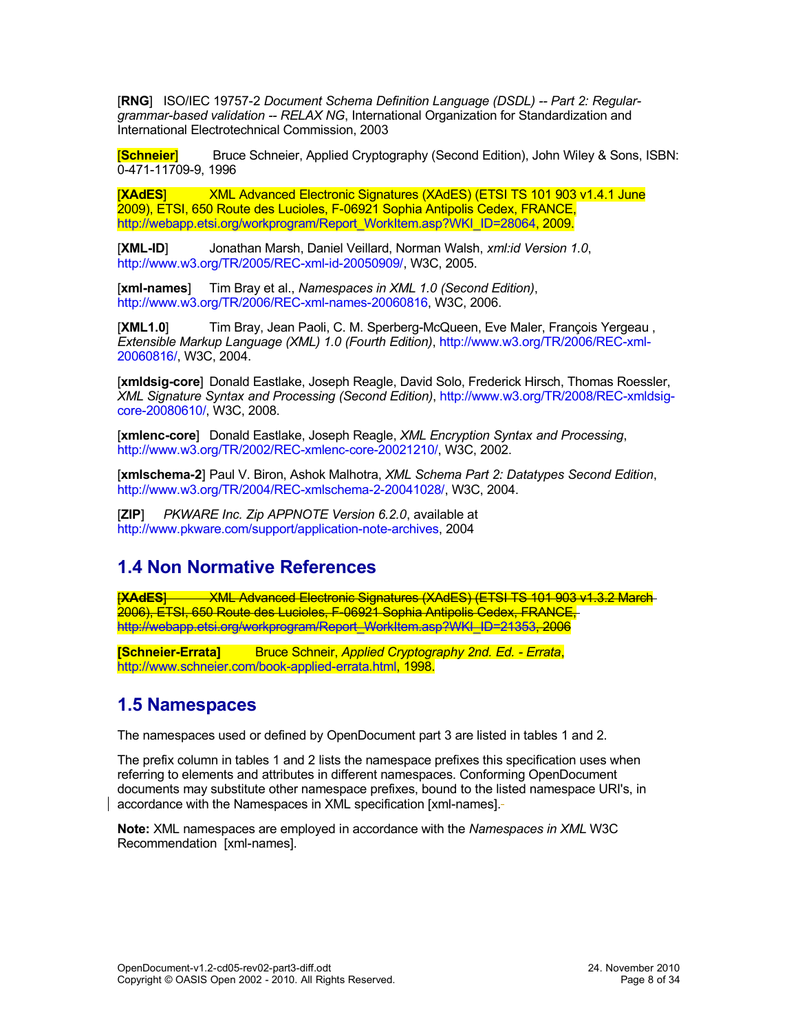[**RNG**] ISO/IEC 19757-2 *Document Schema Definition Language (DSDL) -- Part 2: Regular-grammar-based validation -- RELAX NG*, International Organization for Standardization and International Electrotechnical Commission, 2003

[**Schneier**] Bruce Schneier, Applied Cryptography (Second Edition), John Wiley & Sons, ISBN: 0-471-11709-9, 1996

[**XAdES**] XML Advanced Electronic Signatures (XAdES) (ETSI TS 101 903 v1.4.1 June 2009), ETSI, 650 Route des Lucioles, F-06921 Sophia Antipolis Cedex, FRANCE, http://webapp.etsi.org/workprogram/Report_WorkItem.asp?WKI_ID=28064, 2009.

[**XML-ID**] Jonathan Marsh, Daniel Veillard, Norman Walsh, *xml:id Version 1.0*, http://www.w3.org/TR/2005/REC-xml-id-20050909/, W3C, 2005.

[**xml-names**] Tim Bray et al., *Namespaces in XML 1.0 (Second Edition)*, http://www.w3.org/TR/2006/REC-xml-names-20060816, W3C, 2006.

[**XML1.0**] Tim Bray, Jean Paoli, C. M. Sperberg-McQueen, Eve Maler, François Yergeau , *Extensible Markup Language (XML) 1.0 (Fourth Edition)*, http://www.w3.org/TR/2006/REC-xml-20060816/, W3C, 2004.

[**xmldsig-core**] Donald Eastlake, Joseph Reagle, David Solo, Frederick Hirsch, Thomas Roessler, *XML Signature Syntax and Processing (Second Edition)*, http://www.w3.org/TR/2008/REC-xmldsig-core-20080610/, W3C, 2008.

[**xmlenc-core**] Donald Eastlake, Joseph Reagle, *XML Encryption Syntax and Processing*, http://www.w3.org/TR/2002/REC-xmlenc-core-20021210/, W3C, 2002.

[**xmlschema-2**] Paul V. Biron, Ashok Malhotra, *XML Schema Part 2: Datatypes Second Edition*, http://www.w3.org/TR/2004/REC-xmlschema-2-20041028/, W3C, 2004.

[**ZIP**] *PKWARE Inc. Zip APPNOTE Version 6.2.0*, available at http://www.pkware.com/support/application-note-archives, 2004

## 1.4 Non Normative References

~~[**XAdES**] XML Advanced Electronic Signatures (XAdES) (ETSI TS 101 903 v1.3.2 March 2006), ETSI, 650 Route des Lucioles, F-06921 Sophia Antipolis Cedex, FRANCE, http://webapp.etsi.org/workprogram/Report_WorkItem.asp?WKI_ID=21353, 2006~~

**[Schneier-Errata]** Bruce Schneir, *Applied Cryptography 2nd. Ed. - Errata*, http://www.schneier.com/book-applied-errata.html, 1998.

## 1.5 Namespaces

The namespaces used or defined by OpenDocument part 3 are listed in tables 1 and 2.

The prefix column in tables 1 and 2 lists the namespace prefixes this specification uses when referring to elements and attributes in different namespaces. Conforming OpenDocument documents may substitute other namespace prefixes, bound to the listed namespace URI's, in accordance with the Namespaces in XML specification [xml-names].

**Note:** XML namespaces are employed in accordance with the *Namespaces in XML* W3C Recommendation [xml-names].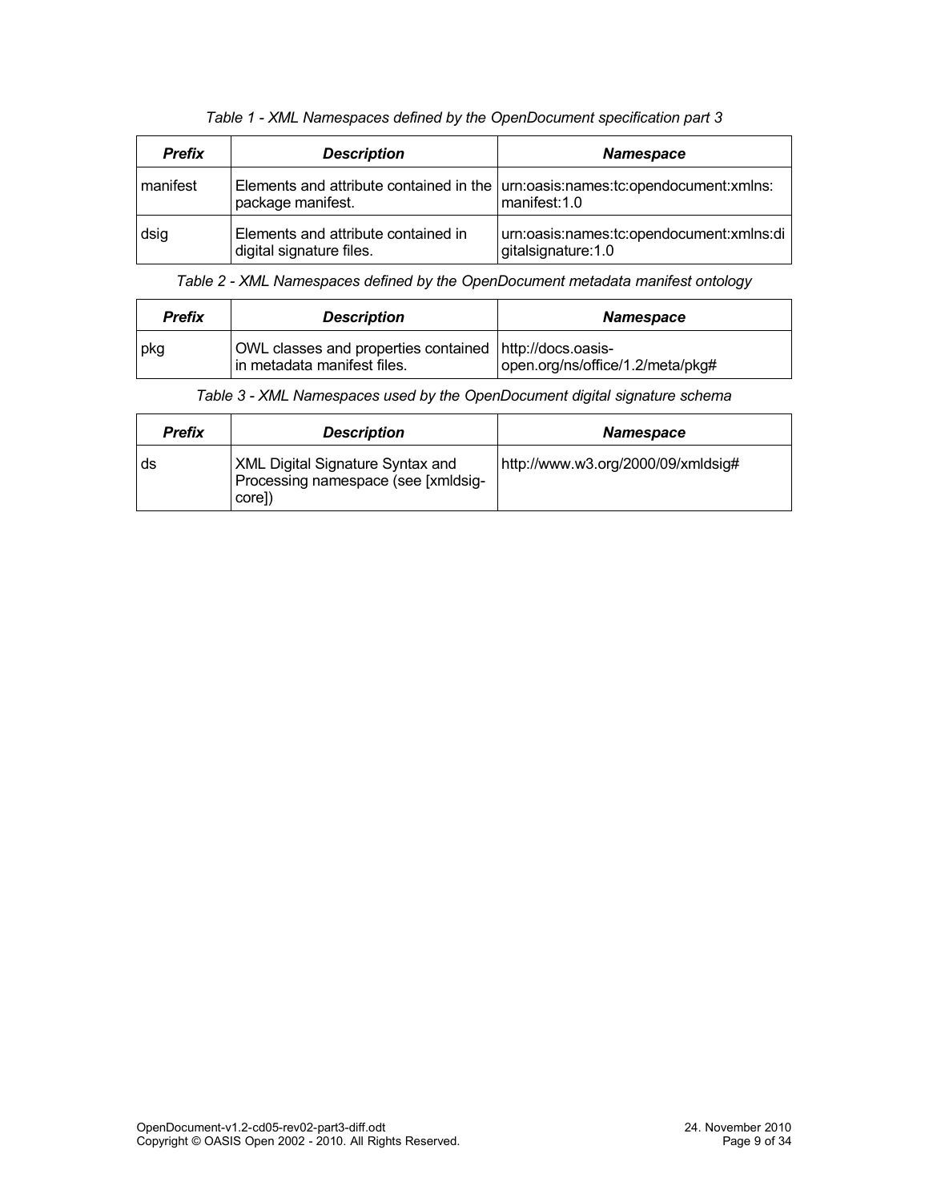*Table 1 - XML Namespaces defined by the OpenDocument specification part 3*

| Prefix | Description | Namespace |
|---|---|---|
| manifest | Elements and attribute contained in the package manifest. | urn:oasis:names:tc:opendocument:xmlns:manifest:1.0 |
| dsig | Elements and attribute contained in digital signature files. | urn:oasis:names:tc:opendocument:xmlns:digitalsignature:1.0 |

*Table 2 - XML Namespaces defined by the OpenDocument metadata manifest ontology*

| Prefix | Description | Namespace |
|---|---|---|
| pkg | OWL classes and properties contained in metadata manifest files. | http://docs.oasis-open.org/ns/office/1.2/meta/pkg# |

*Table 3 - XML Namespaces used by the OpenDocument digital signature schema*

| Prefix | Description | Namespace |
|---|---|---|
| ds | XML Digital Signature Syntax and Processing namespace (see [xmldsig-core]) | http://www.w3.org/2000/09/xmldsig# |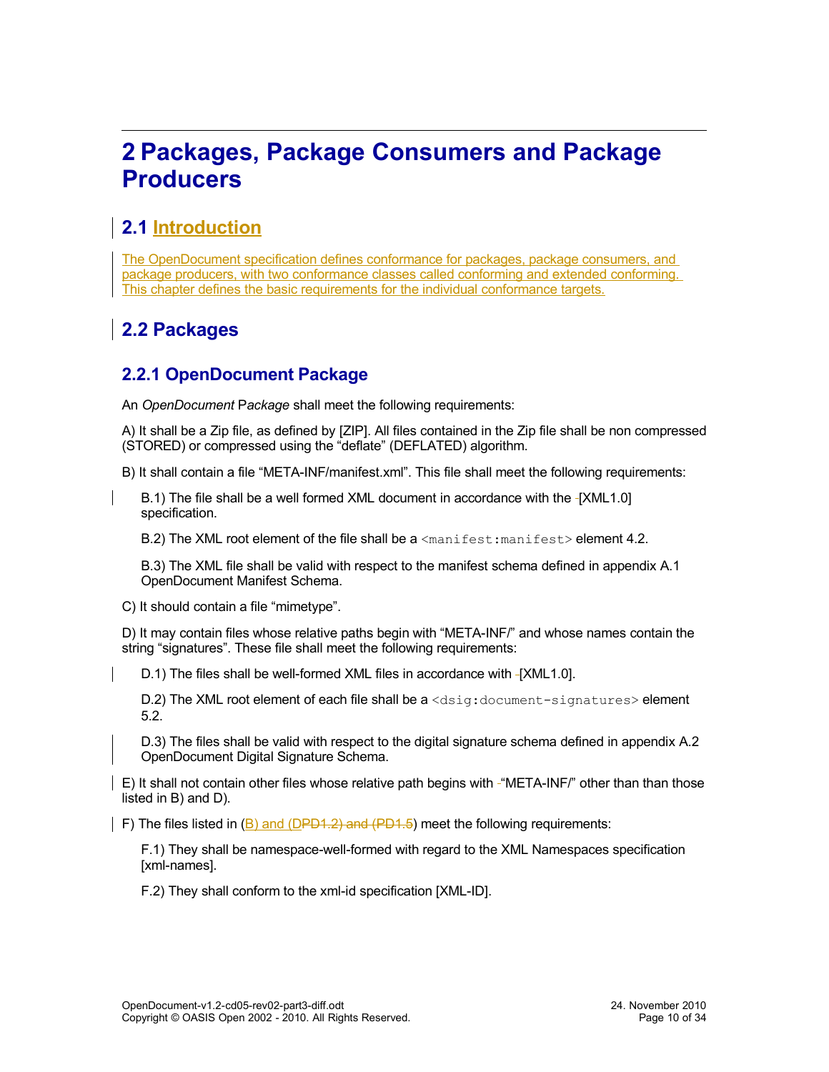# 2 Packages, Package Consumers and Package Producers

## 2.1 Introduction

The OpenDocument specification defines conformance for packages, package consumers, and package producers, with two conformance classes called conforming and extended conforming. This chapter defines the basic requirements for the individual conformance targets.

## 2.2 Packages

### 2.2.1 OpenDocument Package

An *OpenDocument* P*ackage* shall meet the following requirements:

A) It shall be a Zip file, as defined by [ZIP]. All files contained in the Zip file shall be non compressed (STORED) or compressed using the "deflate" (DEFLATED) algorithm.

B) It shall contain a file "META-INF/manifest.xml". This file shall meet the following requirements:

> B.1) The file shall be a well formed XML document in accordance with the [XML1.0] specification.
>
> B.2) The XML root element of the file shall be a `<manifest:manifest>` element 4.2.
>
> B.3) The XML file shall be valid with respect to the manifest schema defined in appendix A.1 OpenDocument Manifest Schema.

C) It should contain a file "mimetype".

D) It may contain files whose relative paths begin with "META-INF/" and whose names contain the string "signatures". These file shall meet the following requirements:

> D.1) The files shall be well-formed XML files in accordance with [XML1.0].
>
> D.2) The XML root element of each file shall be a `<dsig:document-signatures>` element 5.2.
>
> D.3) The files shall be valid with respect to the digital signature schema defined in appendix A.2 OpenDocument Digital Signature Schema.

E) It shall not contain other files whose relative path begins with "META-INF/" other than than those listed in B) and D).

F) The files listed in (B) and (D~~PD1.2) and (PD1.5~~) meet the following requirements:

> F.1) They shall be namespace-well-formed with regard to the XML Namespaces specification [xml-names].
>
> F.2) They shall conform to the xml-id specification [XML-ID].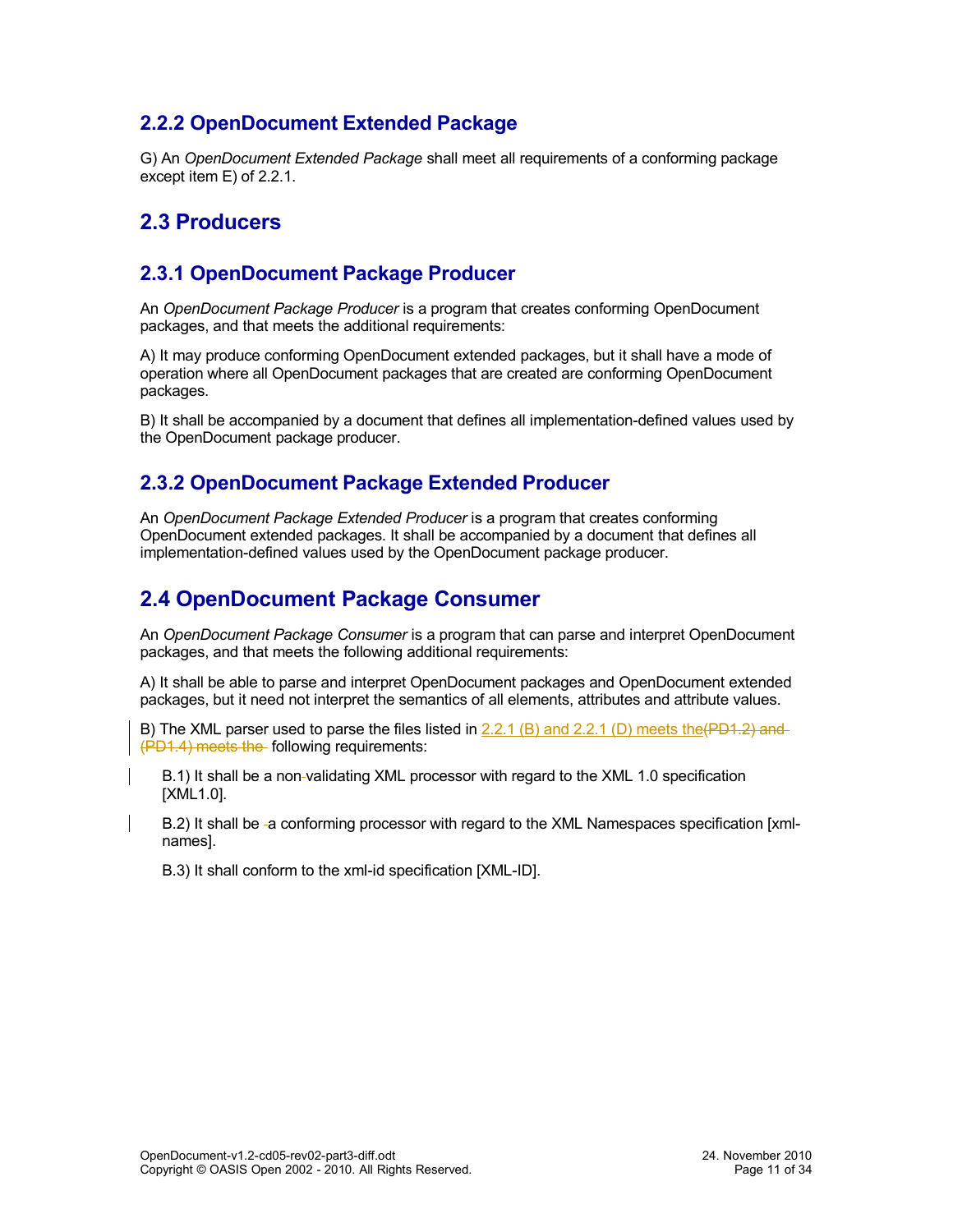### 2.2.2 OpenDocument Extended Package

G) An *OpenDocument Extended Package* shall meet all requirements of a conforming package except item E) of 2.2.1.

## 2.3 Producers

### 2.3.1 OpenDocument Package Producer

An *OpenDocument Package Producer* is a program that creates conforming OpenDocument packages, and that meets the additional requirements:

A) It may produce conforming OpenDocument extended packages, but it shall have a mode of operation where all OpenDocument packages that are created are conforming OpenDocument packages.

B) It shall be accompanied by a document that defines all implementation-defined values used by the OpenDocument package producer.

### 2.3.2 OpenDocument Package Extended Producer

An *OpenDocument Package Extended Producer* is a program that creates conforming OpenDocument extended packages. It shall be accompanied by a document that defines all implementation-defined values used by the OpenDocument package producer.

## 2.4 OpenDocument Package Consumer

An *OpenDocument Package Consumer* is a program that can parse and interpret OpenDocument packages, and that meets the following additional requirements:

A) It shall be able to parse and interpret OpenDocument packages and OpenDocument extended packages, but it need not interpret the semantics of all elements, attributes and attribute values.

B) The XML parser used to parse the files listed in 2.2.1 (B) and 2.2.1 (D) meets the~~(PD1.2) and (PD1.4) meets the~~ following requirements:

B.1) It shall be a non-validating XML processor with regard to the XML 1.0 specification [XML1.0].

B.2) It shall be a conforming processor with regard to the XML Namespaces specification [xml-names].

B.3) It shall conform to the xml-id specification [XML-ID].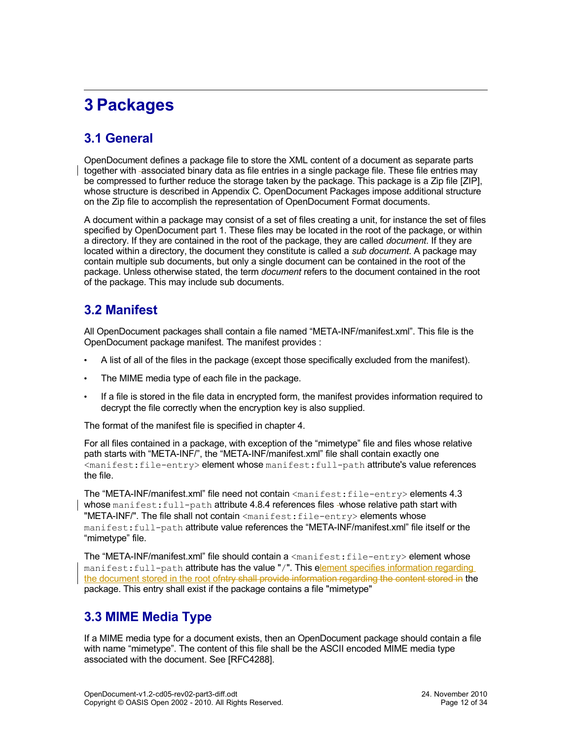# 3 Packages

## 3.1 General

OpenDocument defines a package file to store the XML content of a document as separate parts together with associated binary data as file entries in a single package file. These file entries may be compressed to further reduce the storage taken by the package. This package is a Zip file [ZIP], whose structure is described in Appendix C. OpenDocument Packages impose additional structure on the Zip file to accomplish the representation of OpenDocument Format documents.

A document within a package may consist of a set of files creating a unit, for instance the set of files specified by OpenDocument part 1. These files may be located in the root of the package, or within a directory. If they are contained in the root of the package, they are called *document*. If they are located within a directory, the document they constitute is called a *sub document*. A package may contain multiple sub documents, but only a single document can be contained in the root of the package. Unless otherwise stated, the term *document* refers to the document contained in the root of the package. This may include sub documents.

## 3.2 Manifest

All OpenDocument packages shall contain a file named “META-INF/manifest.xml”. This file is the OpenDocument package manifest. The manifest provides :

- A list of all of the files in the package (except those specifically excluded from the manifest).
- The MIME media type of each file in the package.
- If a file is stored in the file data in encrypted form, the manifest provides information required to decrypt the file correctly when the encryption key is also supplied.

The format of the manifest file is specified in chapter 4.

For all files contained in a package, with exception of the “mimetype” file and files whose relative path starts with “META-INF/”, the “META-INF/manifest.xml” file shall contain exactly one `<manifest:file-entry>` element whose `manifest:full-path` attribute's value references the file.

The “META-INF/manifest.xml” file need not contain `<manifest:file-entry>` elements 4.3 whose `manifest:full-path` attribute 4.8.4 references files whose relative path start with "META-INF/". The file shall not contain `<manifest:file-entry>` elements whose `manifest:full-path` attribute value references the “META-INF/manifest.xml” file itself or the “mimetype” file.

The “META-INF/manifest.xml” file should contain a `<manifest:file-entry>` element whose `manifest:full-path` attribute has the value "/". This element specifies information regarding the document stored in the root of~~ntry shall provide information regarding the content stored in~~ the package. This entry shall exist if the package contains a file "mimetype"

## 3.3 MIME Media Type

If a MIME media type for a document exists, then an OpenDocument package should contain a file with name “mimetype”. The content of this file shall be the ASCII encoded MIME media type associated with the document. See [RFC4288].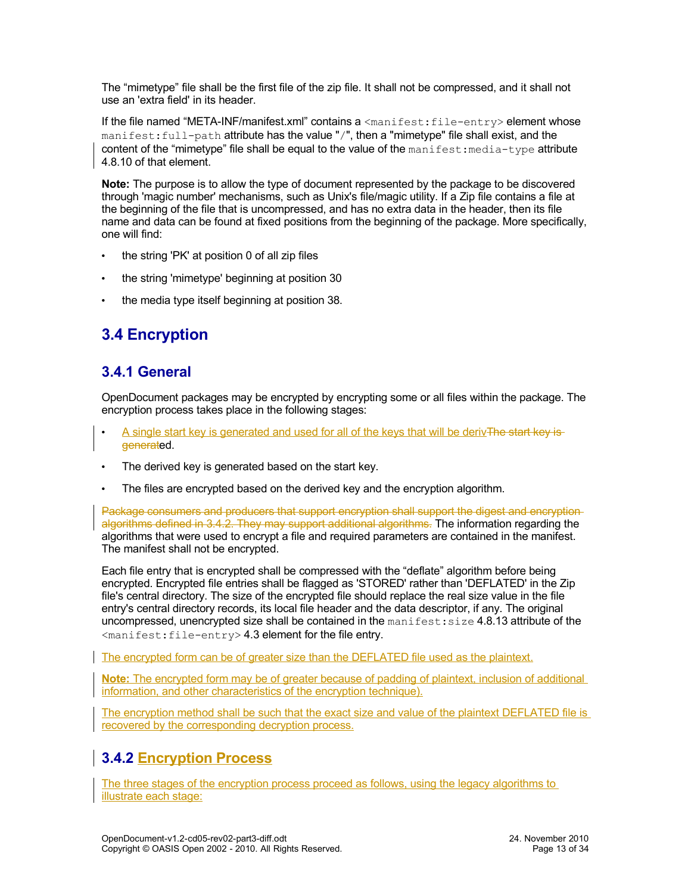The “mimetype” file shall be the first file of the zip file. It shall not be compressed, and it shall not use an 'extra field' in its header.

If the file named “META-INF/manifest.xml” contains a `<manifest:file-entry>` element whose `manifest:full-path` attribute has the value "`/`", then a "mimetype" file shall exist, and the content of the “mimetype” file shall be equal to the value of the `manifest:media-type` attribute 4.8.10 of that element.

**Note:** The purpose is to allow the type of document represented by the package to be discovered through 'magic number' mechanisms, such as Unix's file/magic utility. If a Zip file contains a file at the beginning of the file that is uncompressed, and has no extra data in the header, then its file name and data can be found at fixed positions from the beginning of the package. More specifically, one will find:

- the string 'PK' at position 0 of all zip files
- the string 'mimetype' beginning at position 30
- the media type itself beginning at position 38.

## 3.4 Encryption

### 3.4.1 General

OpenDocument packages may be encrypted by encrypting some or all files within the package. The encryption process takes place in the following stages:

- A single start key is generated and used for all of the keys that will be deriv~~The start key is generat~~ed.
- The derived key is generated based on the start key.
- The files are encrypted based on the derived key and the encryption algorithm.

~~Package consumers and producers that support encryption shall support the digest and encryption algorithms defined in 3.4.2. They may support additional algorithms.~~ The information regarding the algorithms that were used to encrypt a file and required parameters are contained in the manifest. The manifest shall not be encrypted.

Each file entry that is encrypted shall be compressed with the “deflate” algorithm before being encrypted. Encrypted file entries shall be flagged as 'STORED' rather than 'DEFLATED' in the Zip file's central directory. The size of the encrypted file should replace the real size value in the file entry's central directory records, its local file header and the data descriptor, if any. The original uncompressed, unencrypted size shall be contained in the `manifest:size` 4.8.13 attribute of the `<manifest:file-entry>` 4.3 element for the file entry.

The encrypted form can be of greater size than the DEFLATED file used as the plaintext.

**Note:** The encrypted form may be of greater because of padding of plaintext, inclusion of additional information, and other characteristics of the encryption technique).

The encryption method shall be such that the exact size and value of the plaintext DEFLATED file is recovered by the corresponding decryption process.

### 3.4.2 Encryption Process

The three stages of the encryption process proceed as follows, using the legacy algorithms to illustrate each stage: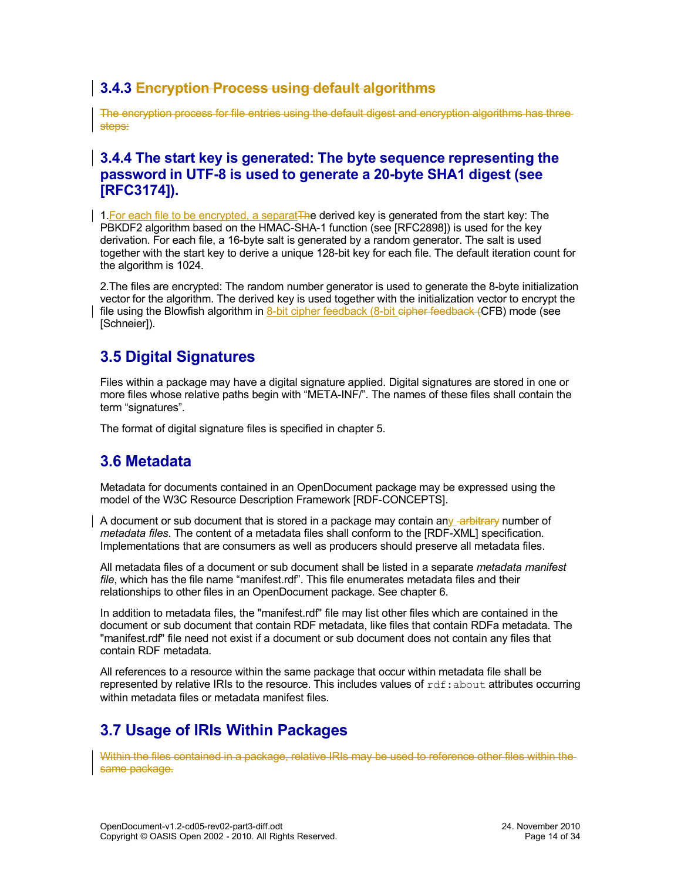### 3.4.3 ~~Encryption Process using default algorithms~~

~~The encryption process for file entries using the default digest and encryption algorithms has three steps:~~

### 3.4.4 The start key is generated: The byte sequence representing the password in UTF-8 is used to generate a 20-byte SHA1 digest (see [RFC3174]).

1.For each file to be encrypted, a separat~~Th~~e derived key is generated from the start key: The PBKDF2 algorithm based on the HMAC-SHA-1 function (see [RFC2898]) is used for the key derivation. For each file, a 16-byte salt is generated by a random generator. The salt is used together with the start key to derive a unique 128-bit key for each file. The default iteration count for the algorithm is 1024.

2.The files are encrypted: The random number generator is used to generate the 8-byte initialization vector for the algorithm. The derived key is used together with the initialization vector to encrypt the file using the Blowfish algorithm in 8-bit cipher feedback (8-bit ~~cipher feedback (~~CFB) mode (see [Schneier]).

## 3.5 Digital Signatures

Files within a package may have a digital signature applied. Digital signatures are stored in one or more files whose relative paths begin with “META-INF/”. The names of these files shall contain the term “signatures”.

The format of digital signature files is specified in chapter 5.

## 3.6 Metadata

Metadata for documents contained in an OpenDocument package may be expressed using the model of the W3C Resource Description Framework [RDF-CONCEPTS].

A document or sub document that is stored in a package may contain any ~~arbitrary~~ number of *metadata files*. The content of a metadata files shall conform to the [RDF-XML] specification. Implementations that are consumers as well as producers should preserve all metadata files.

All metadata files of a document or sub document shall be listed in a separate *metadata manifest file*, which has the file name “manifest.rdf”. This file enumerates metadata files and their relationships to other files in an OpenDocument package. See chapter 6.

In addition to metadata files, the "manifest.rdf" file may list other files which are contained in the document or sub document that contain RDF metadata, like files that contain RDFa metadata. The "manifest.rdf" file need not exist if a document or sub document does not contain any files that contain RDF metadata.

All references to a resource within the same package that occur within metadata file shall be represented by relative IRIs to the resource. This includes values of `rdf:about` attributes occurring within metadata files or metadata manifest files.

## 3.7 Usage of IRIs Within Packages

~~Within the files contained in a package, relative IRIs may be used to reference other files within the same package.~~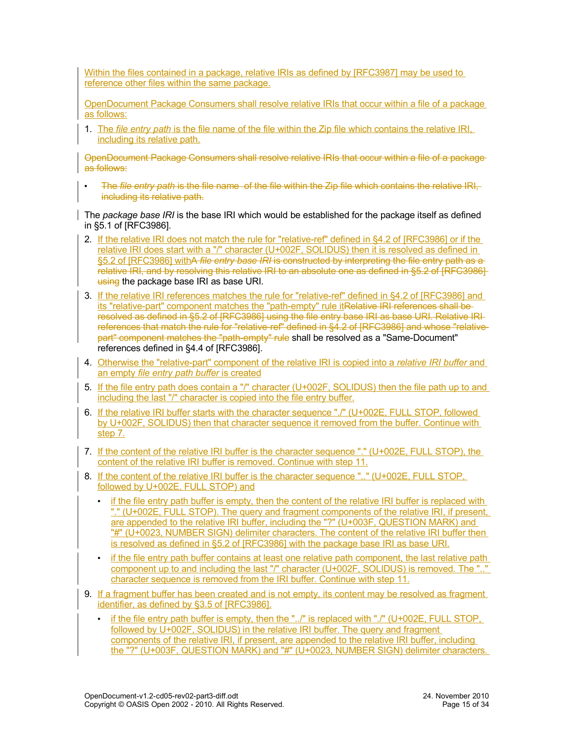Within the files contained in a package, relative IRIs as defined by [RFC3987] may be used to reference other files within the same package.

OpenDocument Package Consumers shall resolve relative IRIs that occur within a file of a package as follows:

1. The *file entry path* is the file name of the file within the Zip file which contains the relative IRI, including its relative path.

~~OpenDocument Package Consumers shall resolve relative IRIs that occur within a file of a package as follows:~~

- ~~The *file entry path* is the file name of the file within the Zip file which contains the relative IRI, including its relative path.~~

The *package base IRI* is the base IRI which would be established for the package itself as defined in §5.1 of [RFC3986].

2. If the relative IRI does not match the rule for "relative-ref" defined in §4.2 of [RFC3986] or if the relative IRI does start with a "/" character (U+002F, SOLIDUS) then it is resolved as defined in §5.2 of [RFC3986] with~~A *file entry base IRI* is constructed by interpreting the file entry path as a relative IRI, and by resolving this relative IRI to an absolute one as defined in §5.2 of [RFC3986] using~~ the package base IRI as base URI.
3. If the relative IRI references matches the rule for "relative-ref" defined in §4.2 of [RFC3986] and its "relative-part" component matches the "path-empty" rule it~~Relative IRI references shall be resolved as defined in §5.2 of [RFC3986] using the file entry base IRI as base URI. Relative IRI references that match the rule for "relative-ref" defined in §4.2 of [RFC3986] and whose "relative-part" component matches the "path-empty" rule~~ shall be resolved as a "Same-Document" references defined in §4.4 of [RFC3986].
4. Otherwise the "relative-part" component of the relative IRI is copied into a *relative IRI buffer* and an empty *file entry path buffer* is created
5. If the file entry path does contain a "/" character (U+002F, SOLIDUS) then the file path up to and including the last "/" character is copied into the file entry buffer.
6. If the relative IRI buffer starts with the character sequence "./" (U+002E, FULL STOP, followed by U+002F, SOLIDUS) then that character sequence it removed from the buffer. Continue with step 7.
7. If the content of the relative IRI buffer is the character sequence "." (U+002E, FULL STOP), the content of the relative IRI buffer is removed. Continue with step 11.
8. If the content of the relative IRI buffer is the character sequence ".." (U+002E, FULL STOP, followed by U+002E, FULL STOP) and
   - if the file entry path buffer is empty, then the content of the relative IRI buffer is replaced with "." (U+002E, FULL STOP). The query and fragment components of the relative IRI, if present, are appended to the relative IRI buffer, including the "?" (U+003F, QUESTION MARK) and "#" (U+0023, NUMBER SIGN) delimiter characters. The content of the relative IRI buffer then is resolved as defined in §5.2 of [RFC3986] with the package base IRI as base URI.
   - if the file entry path buffer contains at least one relative path component, the last relative path component up to and including the last "/" character (U+002F, SOLIDUS) is removed. The ".." character sequence is removed from the IRI buffer. Continue with step 11.
9. If a fragment buffer has been created and is not empty, its content may be resolved as fragment identifier, as defined by §3.5 of [RFC3986].
   - if the file entry path buffer is empty, then the "../" is replaced with "./" (U+002E, FULL STOP, followed by U+002F, SOLIDUS) in the relative IRI buffer. The query and fragment components of the relative IRI, if present, are appended to the relative IRI buffer, including the "?" (U+003F, QUESTION MARK) and "#" (U+0023, NUMBER SIGN) delimiter characters.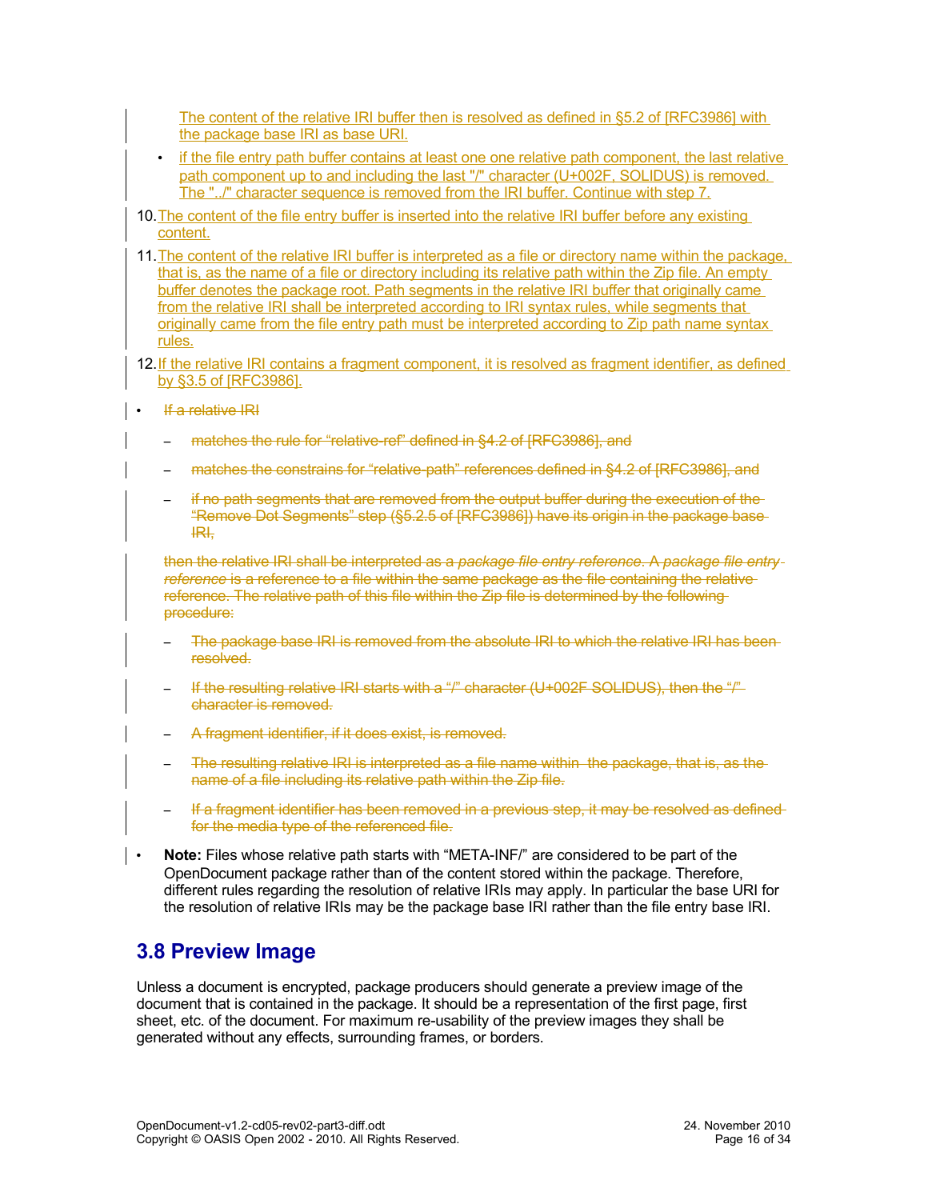The content of the relative IRI buffer then is resolved as defined in §5.2 of [RFC3986] with the package base IRI as base URI.

- if the file entry path buffer contains at least one one relative path component, the last relative path component up to and including the last "/" character (U+002F, SOLIDUS) is removed. The "../" character sequence is removed from the IRI buffer. Continue with step 7.

10. The content of the file entry buffer is inserted into the relative IRI buffer before any existing content.
11. The content of the relative IRI buffer is interpreted as a file or directory name within the package, that is, as the name of a file or directory including its relative path within the Zip file. An empty buffer denotes the package root. Path segments in the relative IRI buffer that originally came from the relative IRI shall be interpreted according to IRI syntax rules, while segments that originally came from the file entry path must be interpreted according to Zip path name syntax rules.
12. If the relative IRI contains a fragment component, it is resolved as fragment identifier, as defined by §3.5 of [RFC3986].

- ~~If a relative IRI~~
  - ~~matches the rule for "relative-ref" defined in §4.2 of [RFC3986], and~~
  - ~~matches the constrains for "relative-path" references defined in §4.2 of [RFC3986], and~~
  - ~~if no path segments that are removed from the output buffer during the execution of the "Remove Dot Segments" step (§5.2.5 of [RFC3986]) have its origin in the package base IRI,~~

  ~~then the relative IRI shall be interpreted as a *package file entry reference*. A *package file entry reference* is a reference to a file within the same package as the file containing the relative reference. The relative path of this file within the Zip file is determined by the following procedure:~~

  - ~~The package base IRI is removed from the absolute IRI to which the relative IRI has been resolved.~~
  - ~~If the resulting relative IRI starts with a "/" character (U+002F SOLIDUS), then the "/" character is removed.~~
  - ~~A fragment identifier, if it does exist, is removed.~~
  - ~~The resulting relative IRI is interpreted as a file name within the package, that is, as the name of a file including its relative path within the Zip file.~~
  - ~~If a fragment identifier has been removed in a previous step, it may be resolved as defined for the media type of the referenced file.~~

- **Note:** Files whose relative path starts with "META-INF/" are considered to be part of the OpenDocument package rather than of the content stored within the package. Therefore, different rules regarding the resolution of relative IRIs may apply. In particular the base URI for the resolution of relative IRIs may be the package base IRI rather than the file entry base IRI.

## 3.8 Preview Image

Unless a document is encrypted, package producers should generate a preview image of the document that is contained in the package. It should be a representation of the first page, first sheet, etc. of the document. For maximum re-usability of the preview images they shall be generated without any effects, surrounding frames, or borders.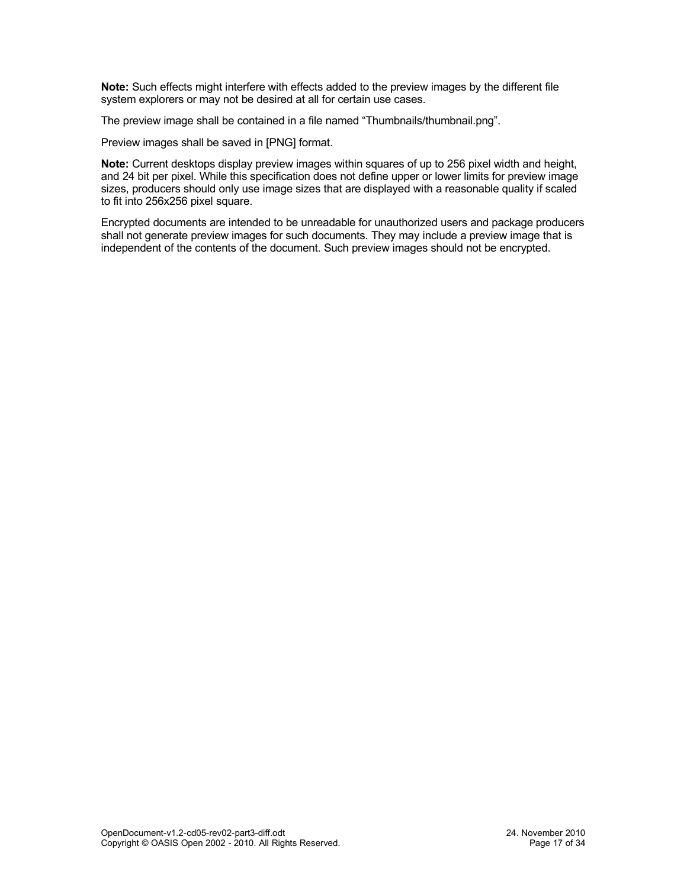**Note:** Such effects might interfere with effects added to the preview images by the different file system explorers or may not be desired at all for certain use cases.

The preview image shall be contained in a file named “Thumbnails/thumbnail.png”.

Preview images shall be saved in [PNG] format.

**Note:** Current desktops display preview images within squares of up to 256 pixel width and height, and 24 bit per pixel. While this specification does not define upper or lower limits for preview image sizes, producers should only use image sizes that are displayed with a reasonable quality if scaled to fit into 256x256 pixel square.

Encrypted documents are intended to be unreadable for unauthorized users and package producers shall not generate preview images for such documents. They may include a preview image that is independent of the contents of the document. Such preview images should not be encrypted.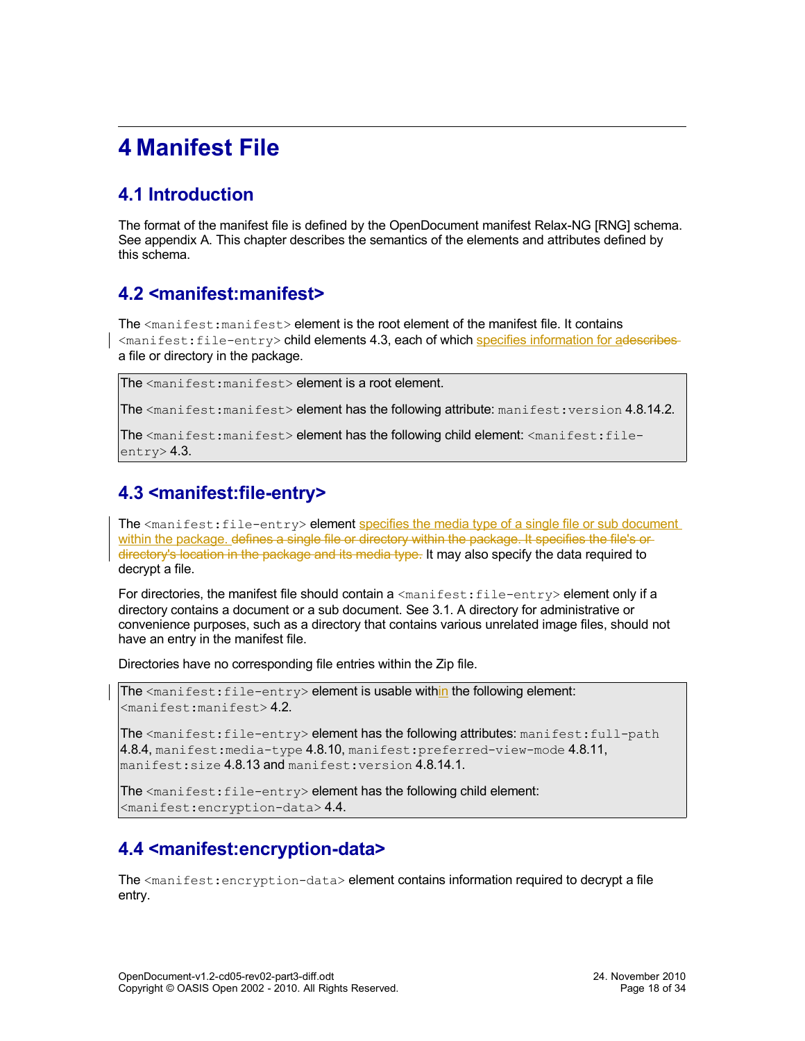# 4 Manifest File

## 4.1 Introduction

The format of the manifest file is defined by the OpenDocument manifest Relax-NG [RNG] schema. See appendix A. This chapter describes the semantics of the elements and attributes defined by this schema.

## 4.2 <manifest:manifest>

The `<manifest:manifest>` element is the root element of the manifest file. It contains `<manifest:file-entry>` child elements 4.3, each of which specifies information for adescribes a file or directory in the package.

> The `<manifest:manifest>` element is a root element.
>
> The `<manifest:manifest>` element has the following attribute: `manifest:version` 4.8.14.2.
>
> The `<manifest:manifest>` element has the following child element: `<manifest:file-entry>` 4.3.

## 4.3 <manifest:file-entry>

The `<manifest:file-entry>` element specifies the media type of a single file or sub document within the package. ~~defines a single file or directory within the package. It specifies the file's or directory's location in the package and its media type.~~ It may also specify the data required to decrypt a file.

For directories, the manifest file should contain a `<manifest:file-entry>` element only if a directory contains a document or a sub document. See 3.1. A directory for administrative or convenience purposes, such as a directory that contains various unrelated image files, should not have an entry in the manifest file.

Directories have no corresponding file entries within the Zip file.

> The `<manifest:file-entry>` element is usable within the following element: `<manifest:manifest>` 4.2.
>
> The `<manifest:file-entry>` element has the following attributes: `manifest:full-path` 4.8.4, `manifest:media-type` 4.8.10, `manifest:preferred-view-mode` 4.8.11, `manifest:size` 4.8.13 and `manifest:version` 4.8.14.1.
>
> The `<manifest:file-entry>` element has the following child element: `<manifest:encryption-data>` 4.4.

## 4.4 <manifest:encryption-data>

The `<manifest:encryption-data>` element contains information required to decrypt a file entry.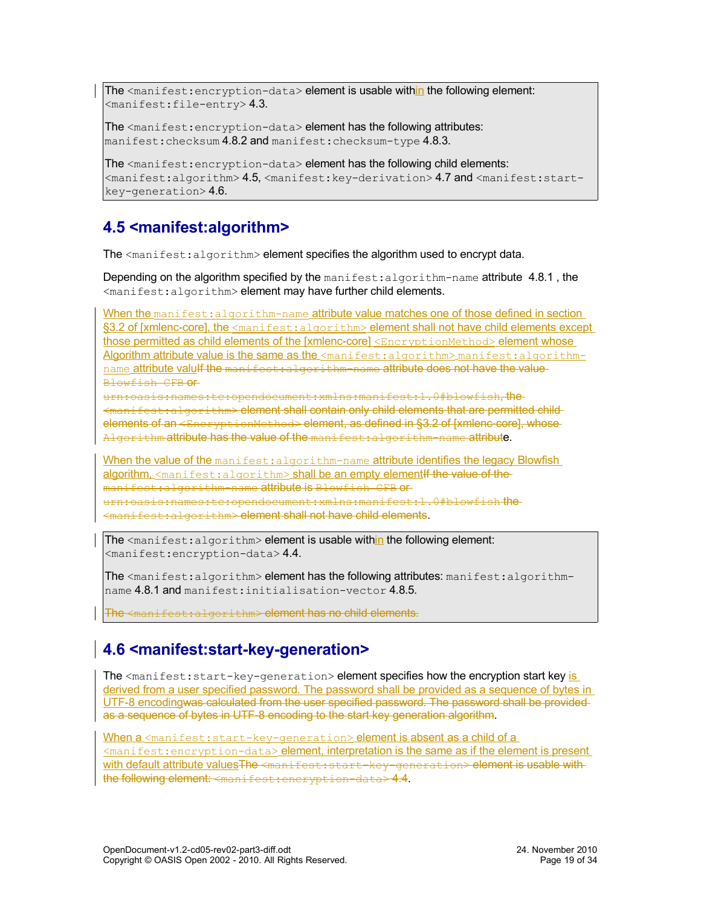The `<manifest:encryption-data>` element is usable within~~with~~ the following element: `<manifest:file-entry>` 4.3.

The `<manifest:encryption-data>` element has the following attributes: `manifest:checksum` 4.8.2 and `manifest:checksum-type` 4.8.3.

The `<manifest:encryption-data>` element has the following child elements: `<manifest:algorithm>` 4.5, `<manifest:key-derivation>` 4.7 and `<manifest:start-key-generation>` 4.6.

## 4.5 <manifest:algorithm>

The `<manifest:algorithm>` element specifies the algorithm used to encrypt data.

Depending on the algorithm specified by the `manifest:algorithm-name` attribute 4.8.1 , the `<manifest:algorithm>` element may have further child elements.

When the `manifest:algorithm-name` attribute value matches one of those defined in section §3.2 of [xmlenc-core], the `<manifest:algorithm>` element shall not have child elements except those permitted as child elements of the [xmlenc-core] `<EncryptionMethod>` element whose Algorithm attribute value is the same as the `<manifest:algorithm>` `manifest:algorithm-name` attribute valu~~If the `manifest:algorithm-name` attribute does not have the value `Blowfish CFB` or `urn:oasis:names:tc:opendocument:xmlns:manifest:1.0#blowfish`, the `<manifest:algorithm>` element shall contain only child elements that are permitted child elements of an `<EncryptionMethod>` element, as defined in §3.2 of [xmlenc-core], whose `Algorithm` attribute has the value of the `manifest:algorithm-name` attribut~~e.

When the value of the `manifest:algorithm-name` attribute identifies the legacy Blowfish algorithm, `<manifest:algorithm>` shall be an empty element~~If the value of the `manifest:algorithm-name` attribute is `Blowfish CFB` or `urn:oasis:names:tc:opendocument:xmlns:manifest:1.0#blowfish` the `<manifest:algorithm>` element shall not have child elements~~.

The `<manifest:algorithm>` element is usable within~~with~~ the following element: `<manifest:encryption-data>` 4.4.

The `<manifest:algorithm>` element has the following attributes: `manifest:algorithm-name` 4.8.1 and `manifest:initialisation-vector` 4.8.5.

~~The `<manifest:algorithm>` element has no child elements.~~

## 4.6 <manifest:start-key-generation>

The `<manifest:start-key-generation>` element specifies how the encryption start key is derived from a user specified password. The password shall be provided as a sequence of bytes in UTF-8 encoding~~was calculated from the user specified password. The password shall be provided as a sequence of bytes in UTF-8 encoding to the start key generation algorithm~~.

When a `<manifest:start-key-generation>` element is absent as a child of a `<manifest:encryption-data>` element, interpretation is the same as if the element is present with default attribute values~~The `<manifest:start-key-generation>` element is usable with the following element: `<manifest:encryption-data>` 4.4~~.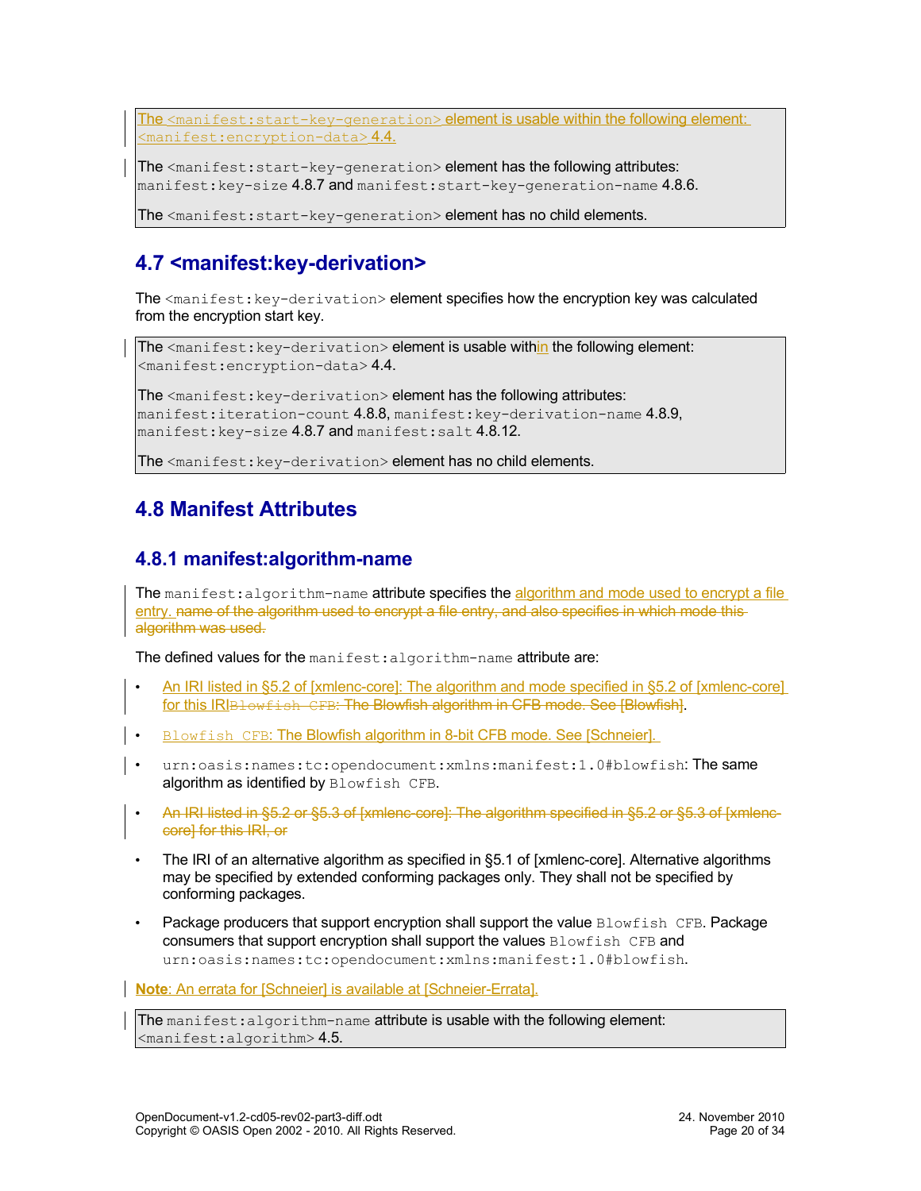The <manifest:start-key-generation> element is usable within the following element: <manifest:encryption-data> 4.4.

The <manifest:start-key-generation> element has the following attributes: manifest:key-size 4.8.7 and manifest:start-key-generation-name 4.8.6.

The <manifest:start-key-generation> element has no child elements.

## 4.7 <manifest:key-derivation>

The <manifest:key-derivation> element specifies how the encryption key was calculated from the encryption start key.

The <manifest:key-derivation> element is usable within the following element: <manifest:encryption-data> 4.4.

The <manifest:key-derivation> element has the following attributes: manifest:iteration-count 4.8.8, manifest:key-derivation-name 4.8.9, manifest:key-size 4.8.7 and manifest:salt 4.8.12.

The <manifest:key-derivation> element has no child elements.

## 4.8 Manifest Attributes

### 4.8.1 manifest:algorithm-name

The manifest:algorithm-name attribute specifies the algorithm and mode used to encrypt a file entry. ~~name of the algorithm used to encrypt a file entry, and also specifies in which mode this algorithm was used.~~

The defined values for the manifest:algorithm-name attribute are:

- An IRI listed in §5.2 of [xmlenc-core]: The algorithm and mode specified in §5.2 of [xmlenc-core] for this IRI~~Blowfish CFB: The Blowfish algorithm in CFB mode. See [Blowfish]~~.
- Blowfish CFB: The Blowfish algorithm in 8-bit CFB mode. See [Schneier].
- urn:oasis:names:tc:opendocument:xmlns:manifest:1.0#blowfish: The same algorithm as identified by Blowfish CFB.
- ~~An IRI listed in §5.2 or §5.3 of [xmlenc-core]: The algorithm specified in §5.2 or §5.3 of [xmlenc-core] for this IRI, or~~
- The IRI of an alternative algorithm as specified in §5.1 of [xmlenc-core]. Alternative algorithms may be specified by extended conforming packages only. They shall not be specified by conforming packages.
- Package producers that support encryption shall support the value Blowfish CFB. Package consumers that support encryption shall support the values Blowfish CFB and urn:oasis:names:tc:opendocument:xmlns:manifest:1.0#blowfish.

**Note**: An errata for [Schneier] is available at [Schneier-Errata].

The manifest:algorithm-name attribute is usable with the following element: <manifest:algorithm> 4.5.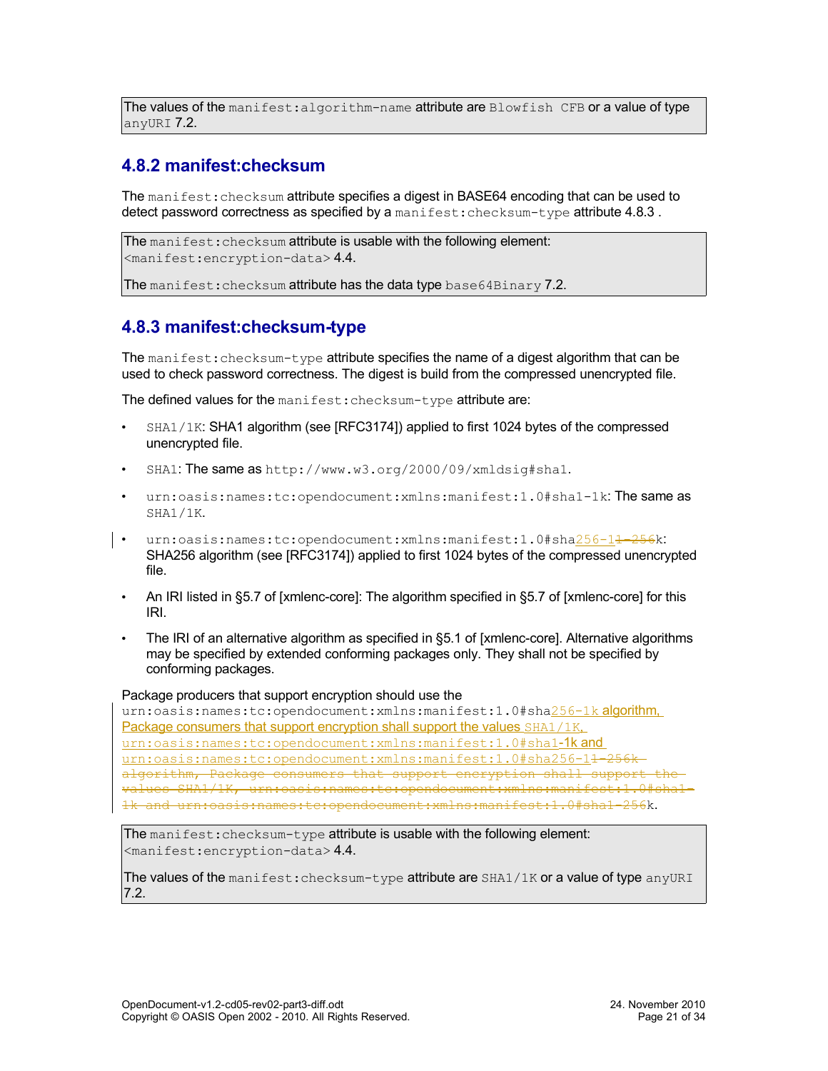| The values of the `manifest:algorithm-name` attribute are `Blowfish CFB` or a value of type `anyURI` 7.2. |
|---|

### 4.8.2 manifest:checksum

The `manifest:checksum` attribute specifies a digest in BASE64 encoding that can be used to detect password correctness as specified by a `manifest:checksum-type` attribute 4.8.3 .

| The `manifest:checksum` attribute is usable with the following element: `<manifest:encryption-data>` 4.4.<br><br>The `manifest:checksum` attribute has the data type `base64Binary` 7.2. |
|---|

### 4.8.3 manifest:checksum-type

The `manifest:checksum-type` attribute specifies the name of a digest algorithm that can be used to check password correctness. The digest is build from the compressed unencrypted file.

The defined values for the `manifest:checksum-type` attribute are:

- `SHA1/1K`: SHA1 algorithm (see [RFC3174]) applied to first 1024 bytes of the compressed unencrypted file.
- `SHA1`: The same as `http://www.w3.org/2000/09/xmldsig#sha1`.
- `urn:oasis:names:tc:opendocument:xmlns:manifest:1.0#sha1-1k`: The same as `SHA1/1K`.
- `urn:oasis:names:tc:opendocument:xmlns:manifest:1.0#sha256-1~~1-256~~k`: SHA256 algorithm (see [RFC3174]) applied to first 1024 bytes of the compressed unencrypted file.
- An IRI listed in §5.7 of [xmlenc-core]: The algorithm specified in §5.7 of [xmlenc-core] for this IRI.
- The IRI of an alternative algorithm as specified in §5.1 of [xmlenc-core]. Alternative algorithms may be specified by extended conforming packages only. They shall not be specified by conforming packages.

Package producers that support encryption should use the `urn:oasis:names:tc:opendocument:xmlns:manifest:1.0#sha256-1k` algorithm, Package consumers that support encryption shall support the values `SHA1/1K`, `urn:oasis:names:tc:opendocument:xmlns:manifest:1.0#sha1-1k` and `urn:oasis:names:tc:opendocument:xmlns:manifest:1.0#sha256-1`~~`1-256k algorithm, Package consumers that support encryption shall support the values SHA1/1K, urn:oasis:names:tc:opendocument:xmlns:manifest:1.0#sha1-1k and urn:oasis:names:tc:opendocument:xmlns:manifest:1.0#sha1-256`~~`k`.

| The `manifest:checksum-type` attribute is usable with the following element: `<manifest:encryption-data>` 4.4.<br><br>The values of the `manifest:checksum-type` attribute are `SHA1/1K` or a value of type `anyURI` 7.2. |
|---|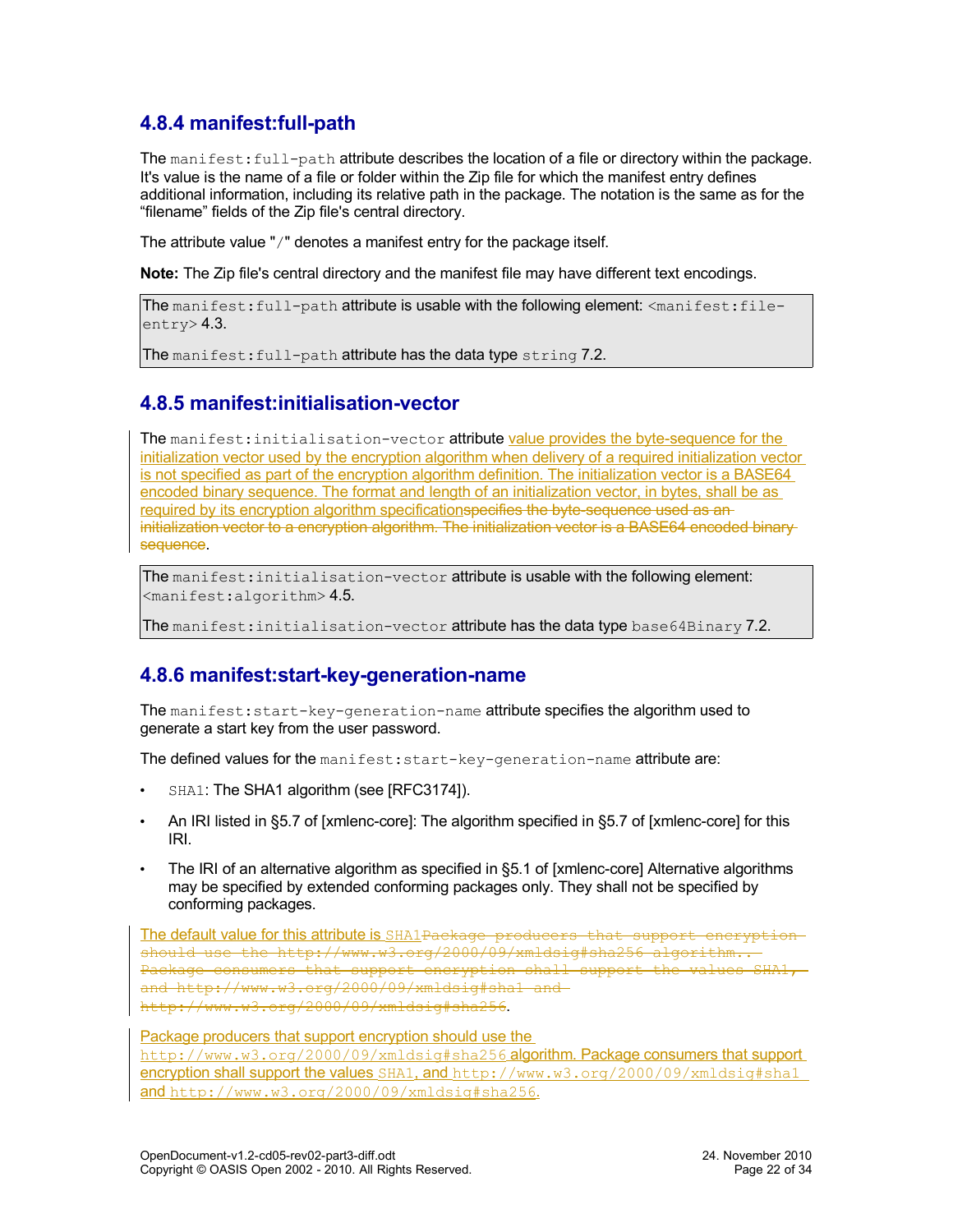### 4.8.4 manifest:full-path

The `manifest:full-path` attribute describes the location of a file or directory within the package. It's value is the name of a file or folder within the Zip file for which the manifest entry defines additional information, including its relative path in the package. The notation is the same as for the "filename" fields of the Zip file's central directory.

The attribute value "`/`" denotes a manifest entry for the package itself.

**Note:** The Zip file's central directory and the manifest file may have different text encodings.

The `manifest:full-path` attribute is usable with the following element: `<manifest:file-entry>` 4.3.

The `manifest:full-path` attribute has the data type `string` 7.2.

### 4.8.5 manifest:initialisation-vector

The `manifest:initialisation-vector` attribute value provides the byte-sequence for the initialization vector used by the encryption algorithm when delivery of a required initialization vector is not specified as part of the encryption algorithm definition. The initialization vector is a BASE64 encoded binary sequence. The format and length of an initialization vector, in bytes, shall be as required by its encryption algorithm specification~~specifies the byte-sequence used as an initialization vector to a encryption algorithm. The initialization vector is a BASE64 encoded binary sequence~~.

The `manifest:initialisation-vector` attribute is usable with the following element: `<manifest:algorithm>` 4.5.

The `manifest:initialisation-vector` attribute has the data type `base64Binary` 7.2.

### 4.8.6 manifest:start-key-generation-name

The `manifest:start-key-generation-name` attribute specifies the algorithm used to generate a start key from the user password.

The defined values for the `manifest:start-key-generation-name` attribute are:

- `SHA1`: The SHA1 algorithm (see [RFC3174]).
- An IRI listed in §5.7 of [xmlenc-core]: The algorithm specified in §5.7 of [xmlenc-core] for this IRI.
- The IRI of an alternative algorithm as specified in §5.1 of [xmlenc-core] Alternative algorithms may be specified by extended conforming packages only. They shall not be specified by conforming packages.

The default value for this attribute is `SHA1`~~Package producers that support encryption should use the http://www.w3.org/2000/09/xmldsig#sha256 algorithm.. Package consumers that support the values SHA1, and http://www.w3.org/2000/09/xmldsig#sha1 and http://www.w3.org/2000/09/xmldsig#sha256~~.

Package producers that support encryption should use the `http://www.w3.org/2000/09/xmldsig#sha256` algorithm. Package consumers that support encryption shall support the values `SHA1`, and `http://www.w3.org/2000/09/xmldsig#sha1` and `http://www.w3.org/2000/09/xmldsig#sha256`.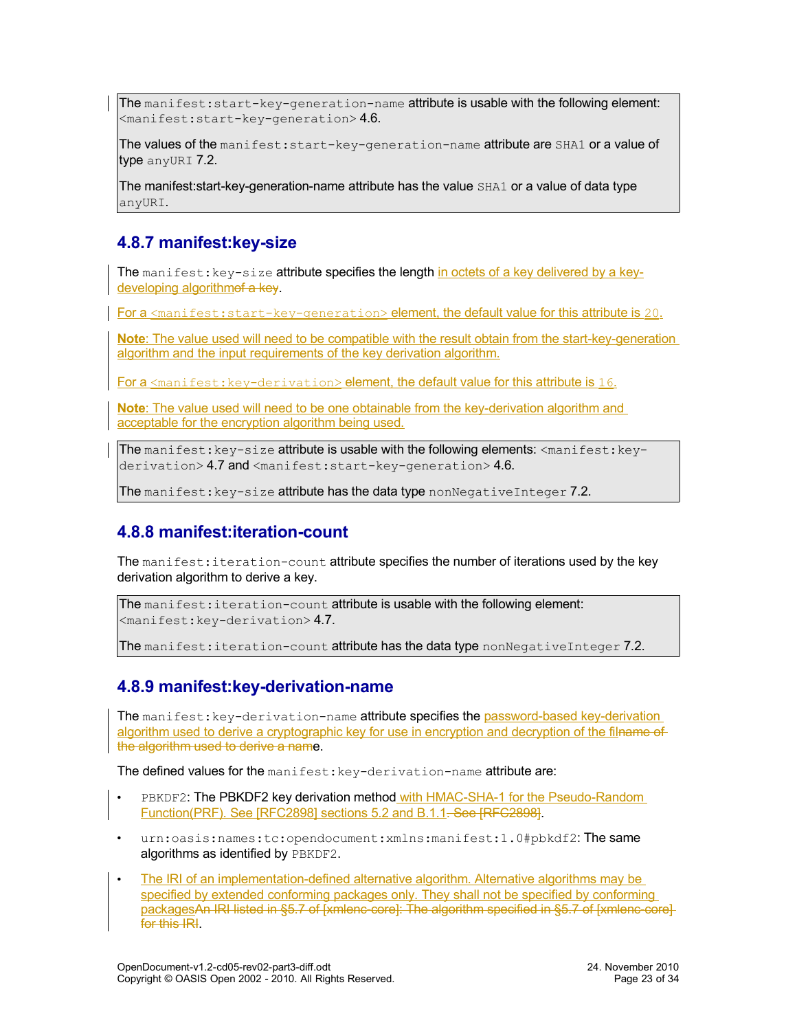The `manifest:start-key-generation-name` attribute is usable with the following element: `<manifest:start-key-generation>` 4.6.

The values of the `manifest:start-key-generation-name` attribute are `SHA1` or a value of type `anyURI` 7.2.

The manifest:start-key-generation-name attribute has the value `SHA1` or a value of data type `anyURI`.

### 4.8.7 manifest:key-size

The `manifest:key-size` attribute specifies the length in octets of a key delivered by a key-developing algorithm~~of a key~~.

For a `<manifest:start-key-generation>` element, the default value for this attribute is `20`.

**Note**: The value used will need to be compatible with the result obtain from the start-key-generation algorithm and the input requirements of the key derivation algorithm.

For a `<manifest:key-derivation>` element, the default value for this attribute is `16`.

**Note**: The value used will need to be one obtainable from the key-derivation algorithm and acceptable for the encryption algorithm being used.

The `manifest:key-size` attribute is usable with the following elements: `<manifest:key-derivation>` 4.7 and `<manifest:start-key-generation>` 4.6.

The `manifest:key-size` attribute has the data type `nonNegativeInteger` 7.2.

### 4.8.8 manifest:iteration-count

The `manifest:iteration-count` attribute specifies the number of iterations used by the key derivation algorithm to derive a key.

The `manifest:iteration-count` attribute is usable with the following element: `<manifest:key-derivation>` 4.7.

The `manifest:iteration-count` attribute has the data type `nonNegativeInteger` 7.2.

### 4.8.9 manifest:key-derivation-name

The `manifest:key-derivation-name` attribute specifies the password-based key-derivation algorithm used to derive a cryptographic key for use in encryption and decryption of the fil~~name of the algorithm used to derive a nam~~e.

The defined values for the `manifest:key-derivation-name` attribute are:

- `PBKDF2`: The PBKDF2 key derivation method with HMAC-SHA-1 for the Pseudo-Random Function(PRF). See [RFC2898] sections 5.2 and B.1.1~~. See [RFC2898]~~.
- `urn:oasis:names:tc:opendocument:xmlns:manifest:1.0#pbkdf2`: The same algorithms as identified by `PBKDF2`.
- The IRI of an implementation-defined alternative algorithm. Alternative algorithms may be specified by extended conforming packages only. They shall not be specified by conforming packages~~An IRI listed in §5.7 of [xmlenc-core]: The algorithm specified in §5.7 of [xmlenc-core] for this IRI~~.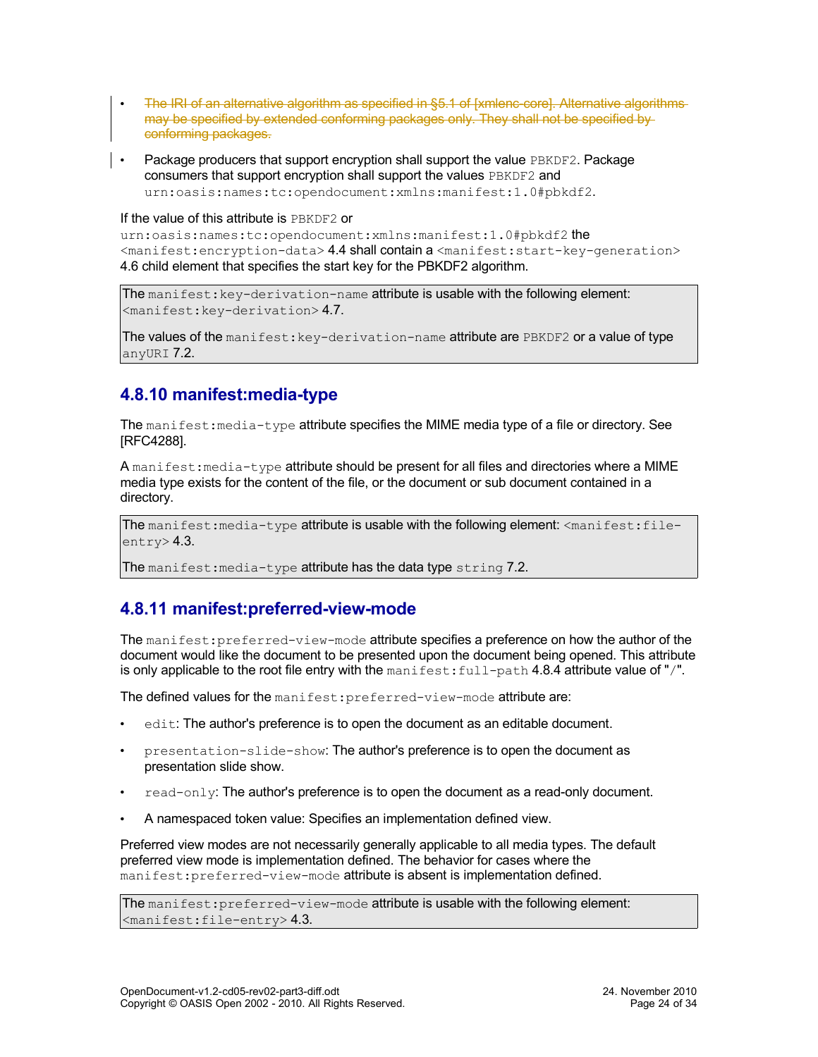- ~~The IRI of an alternative algorithm as specified in §5.1 of [xmlenc-core]. Alternative algorithms may be specified by extended conforming packages only. They shall not be specified by conforming packages.~~
- Package producers that support encryption shall support the value `PBKDF2`. Package consumers that support encryption shall support the values `PBKDF2` and `urn:oasis:names:tc:opendocument:xmlns:manifest:1.0#pbkdf2`.

If the value of this attribute is `PBKDF2` or `urn:oasis:names:tc:opendocument:xmlns:manifest:1.0#pbkdf2` the `<manifest:encryption-data>` 4.4 shall contain a `<manifest:start-key-generation>` 4.6 child element that specifies the start key for the PBKDF2 algorithm.

> The `manifest:key-derivation-name` attribute is usable with the following element: `<manifest:key-derivation>` 4.7.
>
> The values of the `manifest:key-derivation-name` attribute are `PBKDF2` or a value of type `anyURI` 7.2.

### 4.8.10 manifest:media-type

The `manifest:media-type` attribute specifies the MIME media type of a file or directory. See [RFC4288].

A `manifest:media-type` attribute should be present for all files and directories where a MIME media type exists for the content of the file, or the document or sub document contained in a directory.

> The `manifest:media-type` attribute is usable with the following element: `<manifest:file-entry>` 4.3.
>
> The `manifest:media-type` attribute has the data type `string` 7.2.

### 4.8.11 manifest:preferred-view-mode

The `manifest:preferred-view-mode` attribute specifies a preference on how the author of the document would like the document to be presented upon the document being opened. This attribute is only applicable to the root file entry with the `manifest:full-path` 4.8.4 attribute value of "`/`".

The defined values for the `manifest:preferred-view-mode` attribute are:

- `edit`: The author's preference is to open the document as an editable document.
- `presentation-slide-show`: The author's preference is to open the document as presentation slide show.
- `read-only`: The author's preference is to open the document as a read-only document.
- A namespaced token value: Specifies an implementation defined view.

Preferred view modes are not necessarily generally applicable to all media types. The default preferred view mode is implementation defined. The behavior for cases where the `manifest:preferred-view-mode` attribute is absent is implementation defined.

> The `manifest:preferred-view-mode` attribute is usable with the following element: `<manifest:file-entry>` 4.3.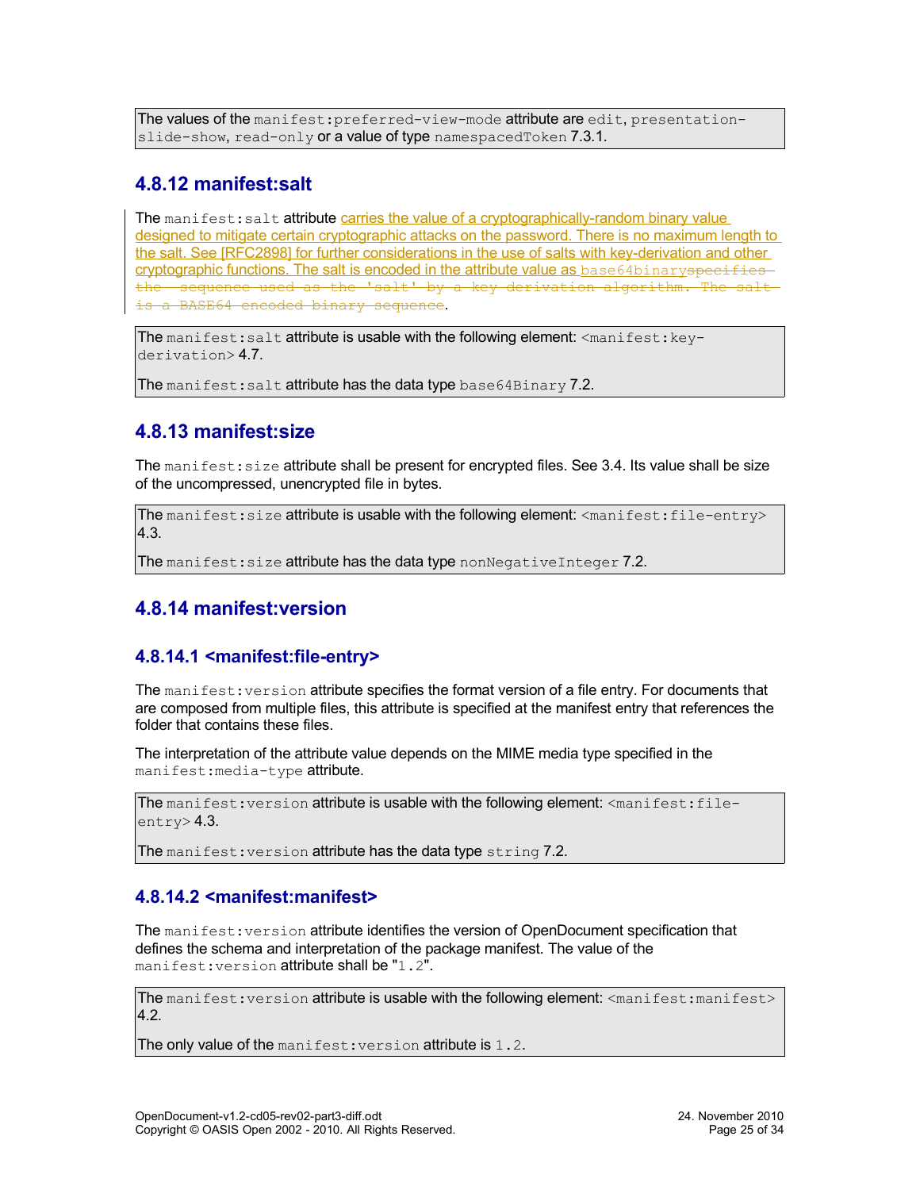The values of the `manifest:preferred-view-mode` attribute are `edit`, `presentation-slide-show`, `read-only` or a value of type `namespacedToken` 7.3.1.

## 4.8.12 manifest:salt

The `manifest:salt` attribute carries the value of a cryptographically-random binary value designed to mitigate certain cryptographic attacks on the password. There is no maximum length to the salt. See [RFC2898] for further considerations in the use of salts with key-derivation and other cryptographic functions. The salt is encoded in the attribute value as `base64binary`~~specifies the sequence used as the 'salt' by a key derivation algorithm. The salt is a BASE64 encoded binary sequence~~.

The `manifest:salt` attribute is usable with the following element: `<manifest:key-derivation>` 4.7.

The `manifest:salt` attribute has the data type `base64Binary` 7.2.

## 4.8.13 manifest:size

The `manifest:size` attribute shall be present for encrypted files. See 3.4. Its value shall be size of the uncompressed, unencrypted file in bytes.

The `manifest:size` attribute is usable with the following element: `<manifest:file-entry>` 4.3.

The `manifest:size` attribute has the data type `nonNegativeInteger` 7.2.

## 4.8.14 manifest:version

### 4.8.14.1 <manifest:file-entry>

The `manifest:version` attribute specifies the format version of a file entry. For documents that are composed from multiple files, this attribute is specified at the manifest entry that references the folder that contains these files.

The interpretation of the attribute value depends on the MIME media type specified in the `manifest:media-type` attribute.

The `manifest:version` attribute is usable with the following element: `<manifest:file-entry>` 4.3.

The `manifest:version` attribute has the data type `string` 7.2.

### 4.8.14.2 <manifest:manifest>

The `manifest:version` attribute identifies the version of OpenDocument specification that defines the schema and interpretation of the package manifest. The value of the `manifest:version` attribute shall be "`1.2`".

The `manifest:version` attribute is usable with the following element: `<manifest:manifest>` 4.2.

The only value of the `manifest:version` attribute is `1.2`.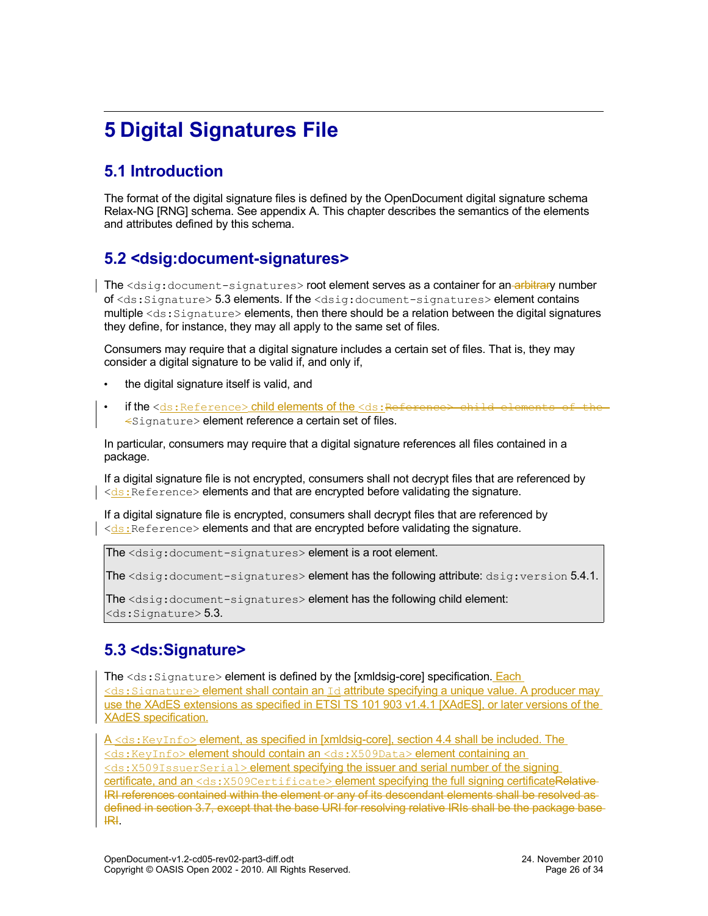# 5 Digital Signatures File

## 5.1 Introduction

The format of the digital signature files is defined by the OpenDocument digital signature schema Relax-NG [RNG] schema. See appendix A. This chapter describes the semantics of the elements and attributes defined by this schema.

## 5.2 <dsig:document-signatures>

The `<dsig:document-signatures>` root element serves as a container for an~~ arbitrar~~y number of `<ds:Signature>` 5.3 elements. If the `<dsig:document-signatures>` element contains multiple `<ds:Signature>` elements, then there should be a relation between the digital signatures they define, for instance, they may all apply to the same set of files.

Consumers may require that a digital signature includes a certain set of files. That is, they may consider a digital signature to be valid if, and only if,

- the digital signature itself is valid, and
- if the `<ds:Reference>` child elements of the `<ds:`~~`Reference> child elements of the <`~~`Signature>` element reference a certain set of files.

In particular, consumers may require that a digital signature references all files contained in a package.

If a digital signature file is not encrypted, consumers shall not decrypt files that are referenced by `<ds:Reference>` elements and that are encrypted before validating the signature.

If a digital signature file is encrypted, consumers shall decrypt files that are referenced by `<ds:Reference>` elements and that are encrypted before validating the signature.

> The `<dsig:document-signatures>` element is a root element.
>
> The `<dsig:document-signatures>` element has the following attribute: `dsig:version` 5.4.1.
>
> The `<dsig:document-signatures>` element has the following child element: `<ds:Signature>` 5.3.

## 5.3 <ds:Signature>

The `<ds:Signature>` element is defined by the [xmldsig-core] specification. Each `<ds:Signature>` element shall contain an `Id` attribute specifying a unique value. A producer may use the XAdES extensions as specified in ETSI TS 101 903 v1.4.1 [XAdES], or later versions of the XAdES specification.

A `<ds:KeyInfo>` element, as specified in [xmldsig-core], section 4.4 shall be included. The `<ds:KeyInfo>` element should contain an `<ds:X509Data>` element containing an `<ds:X509IssuerSerial>` element specifying the issuer and serial number of the signing certificate, and an `<ds:X509Certificate>` element specifying the full signing certificate~~Relative IRI references contained within the element or any of its descendant elements shall be resolved as defined in section 3.7, except that the base URI for resolving relative IRIs shall be the package base IRI~~.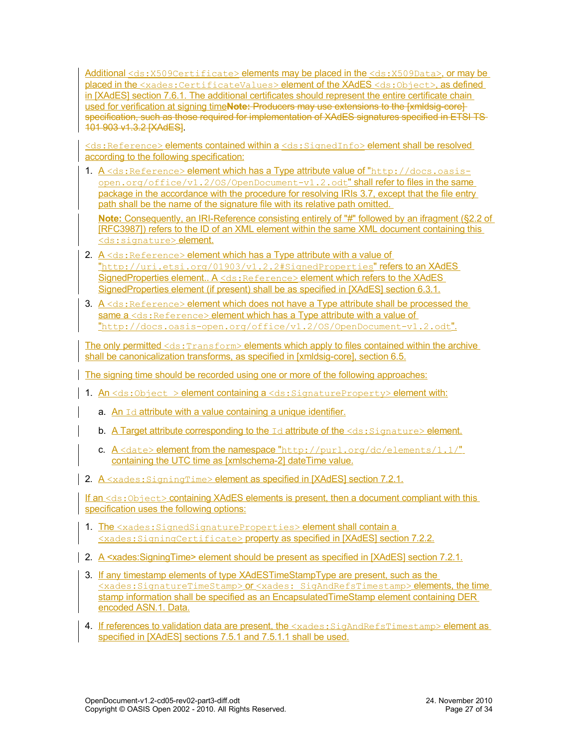Additional `<ds:X509Certificate>` elements may be placed in the `<ds:X509Data>`, or may be placed in the `<xades:CertificateValues>` element of the XAdES `<ds:Object>`, as defined in [XAdES] section 7.6.1. The additional certificates should represent the entire certificate chain used for verification at signing time~~**Note:** Producers may use extensions to the [xmldsig-core] specification, such as those required for implementation of XAdES signatures specified in ETSI TS 101 903 v1.3.2 [XAdES]~~.

`<ds:Reference>` elements contained within a `<ds:SignedInfo>` element shall be resolved according to the following specification:

1. A `<ds:Reference>` element which has a Type attribute value of "`http://docs.oasis-open.org/office/v1.2/OS/OpenDocument-v1.2.odt`" shall refer to files in the same package in the accordance with the procedure for resolving IRIs 3.7, except that the file entry path shall be the name of the signature file with its relative path omitted.

   **Note:** Consequently, an IRI-Reference consisting entirely of "#" followed by an ifragment (§2.2 of [RFC3987]) refers to the ID of an XML element within the same XML document containing this `<ds:signature>` element.

2. A `<ds:Reference>` element which has a Type attribute with a value of "`http://uri.etsi.org/01903/v1.2.2#SignedProperties`" refers to an XAdES SignedProperties element.. A `<ds:Reference>` element which refers to the XAdES SignedProperties element (if present) shall be as specified in [XAdES] section 6.3.1.

3. A `<ds:Reference>` element which does not have a Type attribute shall be processed the same a `<ds:Reference>` element which has a Type attribute with a value of "`http://docs.oasis-open.org/office/v1.2/OS/OpenDocument-v1.2.odt`".

The only permitted `<ds:Transform>` elements which apply to files contained within the archive shall be canonicalization transforms, as specified in [xmldsig-core], section 6.5.

The signing time should be recorded using one or more of the following approaches:

1. An `<ds:Object >` element containing a `<ds:SignatureProperty>` element with:

   a. An `Id` attribute with a value containing a unique identifier.

   b. A Target attribute corresponding to the `Id` attribute of the `<ds:Signature>` element.

   c. A `<date>` element from the namespace "`http://purl.org/dc/elements/1.1/`" containing the UTC time as [xmlschema-2] dateTime value.

2. A `<xades:SigningTime>` element as specified in [XAdES] section 7.2.1.

If an `<ds:Object>` containing XAdES elements is present, then a document compliant with this specification uses the following options:

1. The `<xades:SignedSignatureProperties>` element shall contain a `<xades:SigningCertificate>` property as specified in [XAdES] section 7.2.2.

2. A <xades:SigningTime> element should be present as specified in [XAdES] section 7.2.1.

3. If any timestamp elements of type XAdESTimeStampType are present, such as the `<xades:SignatureTimeStamp>` or `<xades: SigAndRefsTimestamp>` elements, the time stamp information shall be specified as an EncapsulatedTimeStamp element containing DER encoded ASN.1. Data.

4. If references to validation data are present, the `<xades:SigAndRefsTimestamp>` element as specified in [XAdES] sections 7.5.1 and 7.5.1.1 shall be used.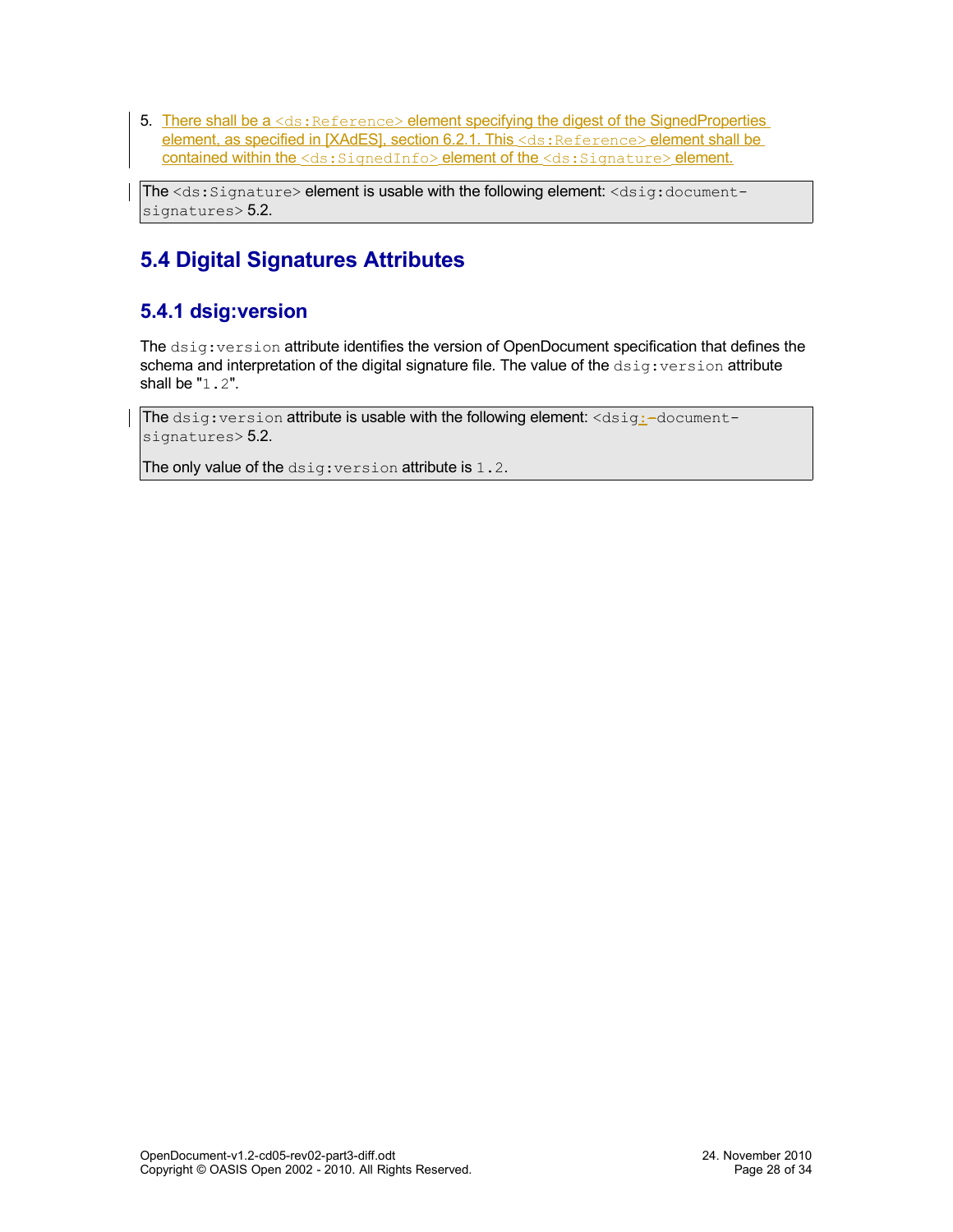5. There shall be a `<ds:Reference>` element specifying the digest of the SignedProperties element, as specified in [XAdES], section 6.2.1. This `<ds:Reference>` element shall be contained within the `<ds:SignedInfo>` element of the `<ds:Signature>` element.

> The `<ds:Signature>` element is usable with the following element: `<dsig:document-signatures>` 5.2.

## 5.4 Digital Signatures Attributes

### 5.4.1 dsig:version

The `dsig:version` attribute identifies the version of OpenDocument specification that defines the schema and interpretation of the digital signature file. The value of the `dsig:version` attribute shall be "`1.2`".

> The `dsig:version` attribute is usable with the following element: `<dsig:-document-signatures>` 5.2.
>
> The only value of the `dsig:version` attribute is `1.2`.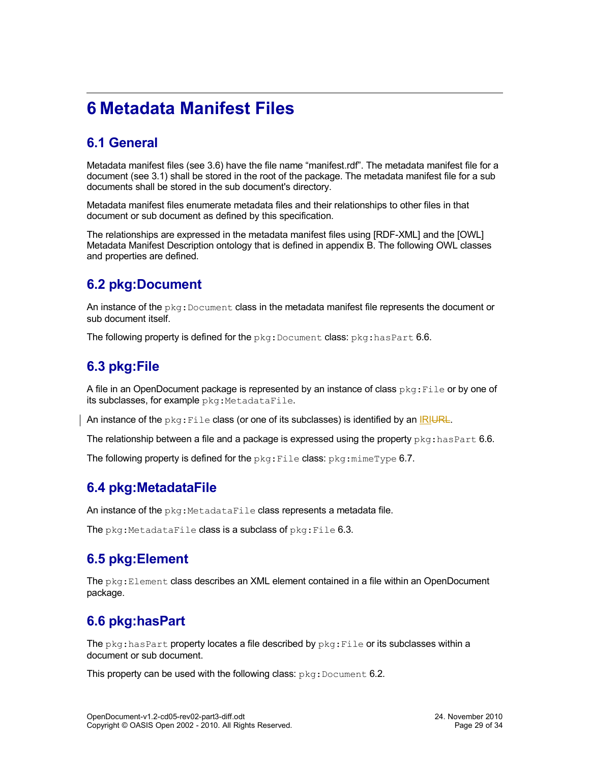# 6 Metadata Manifest Files

## 6.1 General

Metadata manifest files (see 3.6) have the file name “manifest.rdf”. The metadata manifest file for a document (see 3.1) shall be stored in the root of the package. The metadata manifest file for a sub documents shall be stored in the sub document's directory.

Metadata manifest files enumerate metadata files and their relationships to other files in that document or sub document as defined by this specification.

The relationships are expressed in the metadata manifest files using [RDF-XML] and the [OWL] Metadata Manifest Description ontology that is defined in appendix B. The following OWL classes and properties are defined.

## 6.2 pkg:Document

An instance of the `pkg:Document` class in the metadata manifest file represents the document or sub document itself.

The following property is defined for the `pkg:Document` class: `pkg:hasPart` 6.6.

## 6.3 pkg:File

A file in an OpenDocument package is represented by an instance of class `pkg:File` or by one of its subclasses, for example `pkg:MetadataFile`.

An instance of the `pkg:File` class (or one of its subclasses) is identified by an IRI~~URL~~.

The relationship between a file and a package is expressed using the property `pkg:hasPart` 6.6.

The following property is defined for the `pkg:File` class: `pkg:mimeType` 6.7.

## 6.4 pkg:MetadataFile

An instance of the `pkg:MetadataFile` class represents a metadata file.

The `pkg:MetadataFile` class is a subclass of `pkg:File` 6.3.

## 6.5 pkg:Element

The `pkg:Element` class describes an XML element contained in a file within an OpenDocument package.

## 6.6 pkg:hasPart

The `pkg:hasPart` property locates a file described by `pkg:File` or its subclasses within a document or sub document.

This property can be used with the following class: `pkg:Document` 6.2.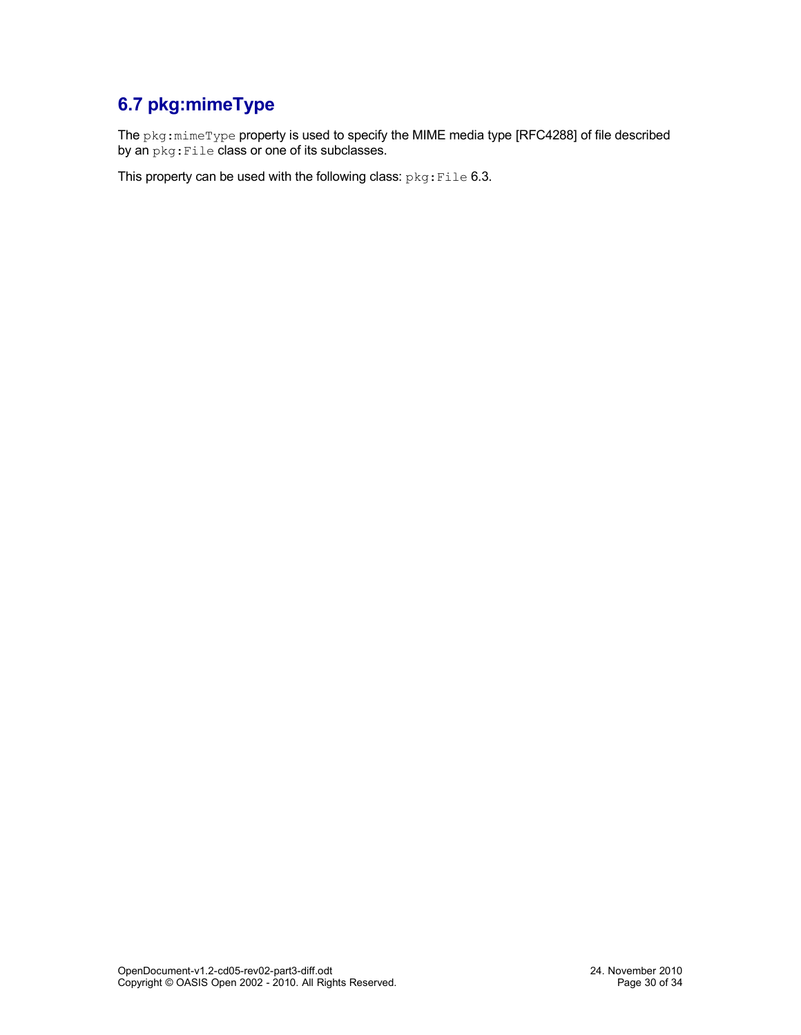## 6.7 pkg:mimeType

The `pkg:mimeType` property is used to specify the MIME media type [RFC4288] of file described by an `pkg:File` class or one of its subclasses.

This property can be used with the following class: `pkg:File` 6.3.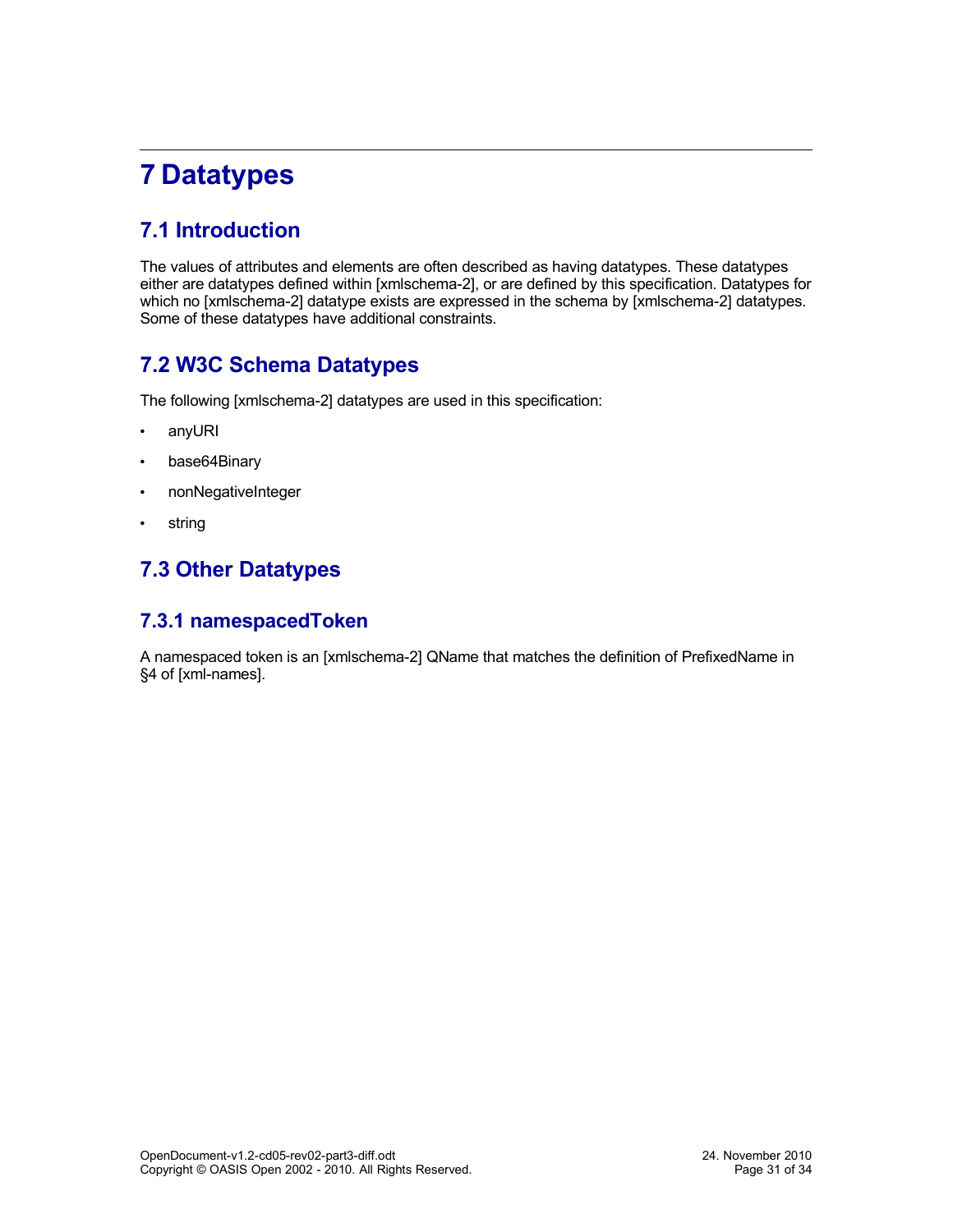# 7 Datatypes

## 7.1 Introduction

The values of attributes and elements are often described as having datatypes. These datatypes either are datatypes defined within [xmlschema-2], or are defined by this specification. Datatypes for which no [xmlschema-2] datatype exists are expressed in the schema by [xmlschema-2] datatypes. Some of these datatypes have additional constraints.

## 7.2 W3C Schema Datatypes

The following [xmlschema-2] datatypes are used in this specification:

- anyURI
- base64Binary
- nonNegativeInteger
- string

## 7.3 Other Datatypes

### 7.3.1 namespacedToken

A namespaced token is an [xmlschema-2] QName that matches the definition of PrefixedName in §4 of [xml-names].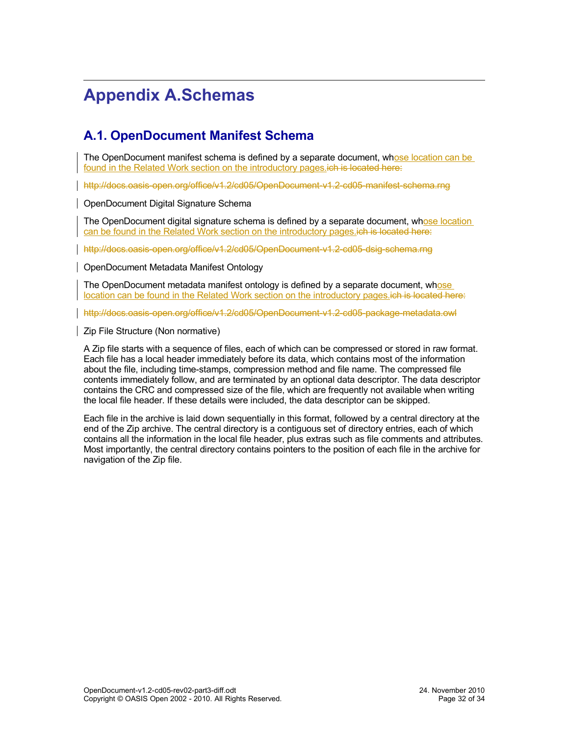# Appendix A.Schemas

## A.1. OpenDocument Manifest Schema

The OpenDocument manifest schema is defined by a separate document, whose location can be found in the Related Work section on the introductory pages.~~ich is located here:~~

~~http://docs.oasis-open.org/office/v1.2/cd05/OpenDocument-v1.2-cd05-manifest-schema.rng~~

OpenDocument Digital Signature Schema

The OpenDocument digital signature schema is defined by a separate document, whose location can be found in the Related Work section on the introductory pages.~~ich is located here:~~

~~http://docs.oasis-open.org/office/v1.2/cd05/OpenDocument-v1.2-cd05-dsig-schema.rng~~

OpenDocument Metadata Manifest Ontology

The OpenDocument metadata manifest ontology is defined by a separate document, whose location can be found in the Related Work section on the introductory pages.~~ich is located here:~~

~~http://docs.oasis-open.org/office/v1.2/cd05/OpenDocument-v1.2-cd05-package-metadata.owl~~

Zip File Structure (Non normative)

A Zip file starts with a sequence of files, each of which can be compressed or stored in raw format. Each file has a local header immediately before its data, which contains most of the information about the file, including time-stamps, compression method and file name. The compressed file contents immediately follow, and are terminated by an optional data descriptor. The data descriptor contains the CRC and compressed size of the file, which are frequently not available when writing the local file header. If these details were included, the data descriptor can be skipped.

Each file in the archive is laid down sequentially in this format, followed by a central directory at the end of the Zip archive. The central directory is a contiguous set of directory entries, each of which contains all the information in the local file header, plus extras such as file comments and attributes. Most importantly, the central directory contains pointers to the position of each file in the archive for navigation of the Zip file.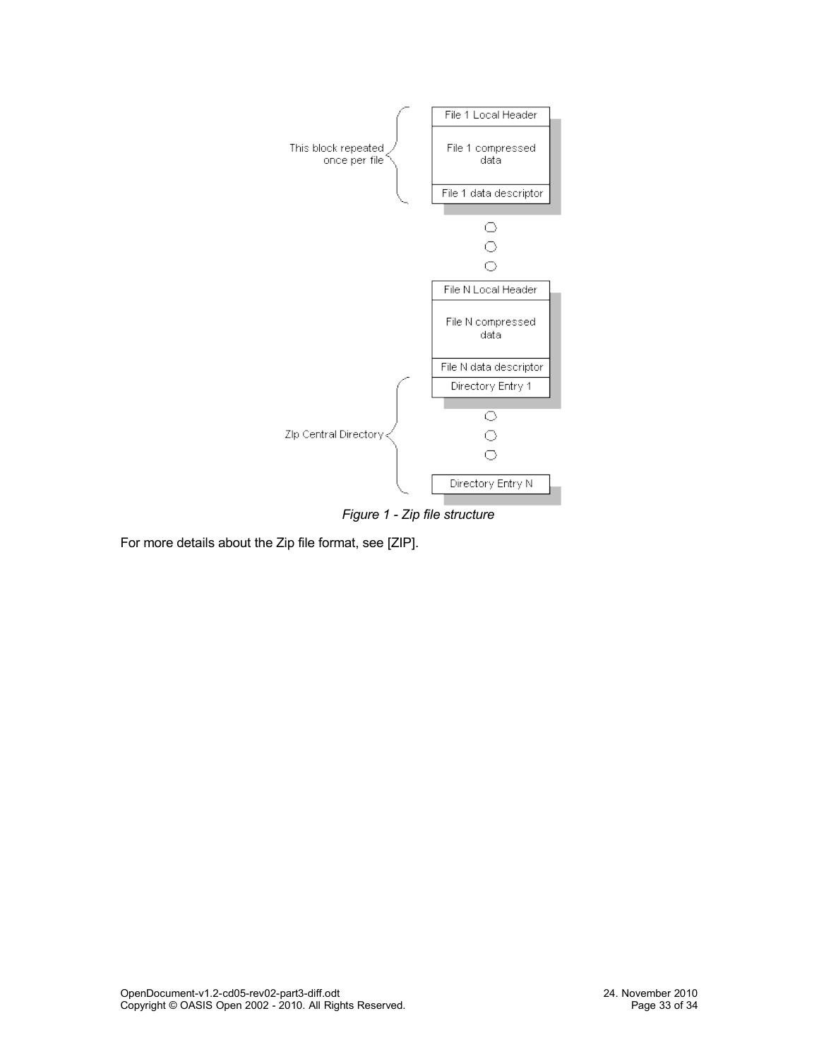*Figure 1 - Zip file structure*

For more details about the Zip file format, see [ZIP].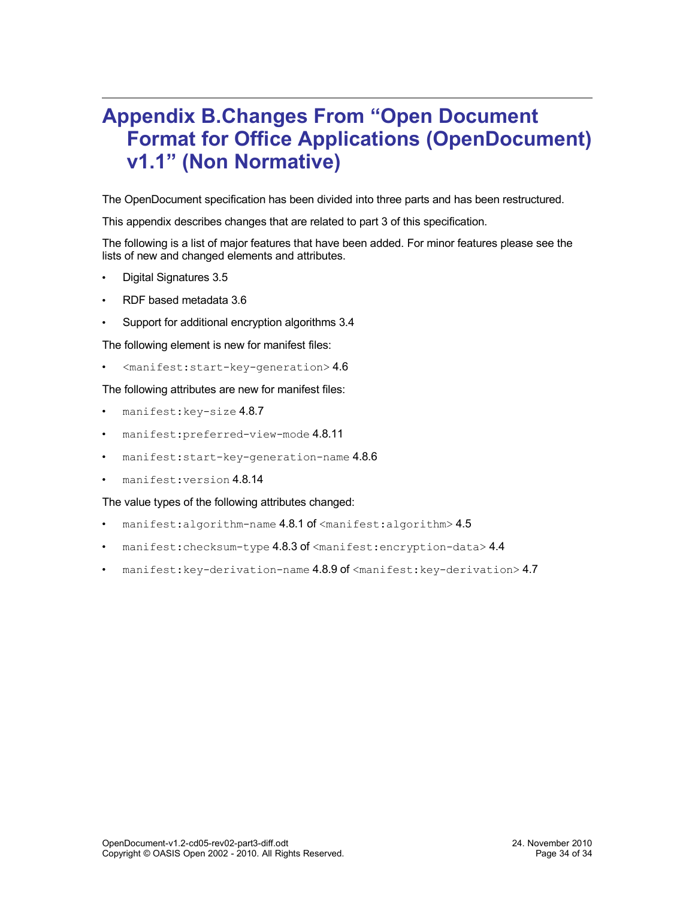# Appendix B.Changes From “Open Document Format for Office Applications (OpenDocument) v1.1” (Non Normative)

The OpenDocument specification has been divided into three parts and has been restructured.

This appendix describes changes that are related to part 3 of this specification.

The following is a list of major features that have been added. For minor features please see the lists of new and changed elements and attributes.

- Digital Signatures 3.5
- RDF based metadata 3.6
- Support for additional encryption algorithms 3.4

The following element is new for manifest files:

- `<manifest:start-key-generation>` 4.6

The following attributes are new for manifest files:

- `manifest:key-size` 4.8.7
- `manifest:preferred-view-mode` 4.8.11
- `manifest:start-key-generation-name` 4.8.6
- `manifest:version` 4.8.14

The value types of the following attributes changed:

- `manifest:algorithm-name` 4.8.1 of `<manifest:algorithm>` 4.5
- `manifest:checksum-type` 4.8.3 of `<manifest:encryption-data>` 4.4
- `manifest:key-derivation-name` 4.8.9 of `<manifest:key-derivation>` 4.7